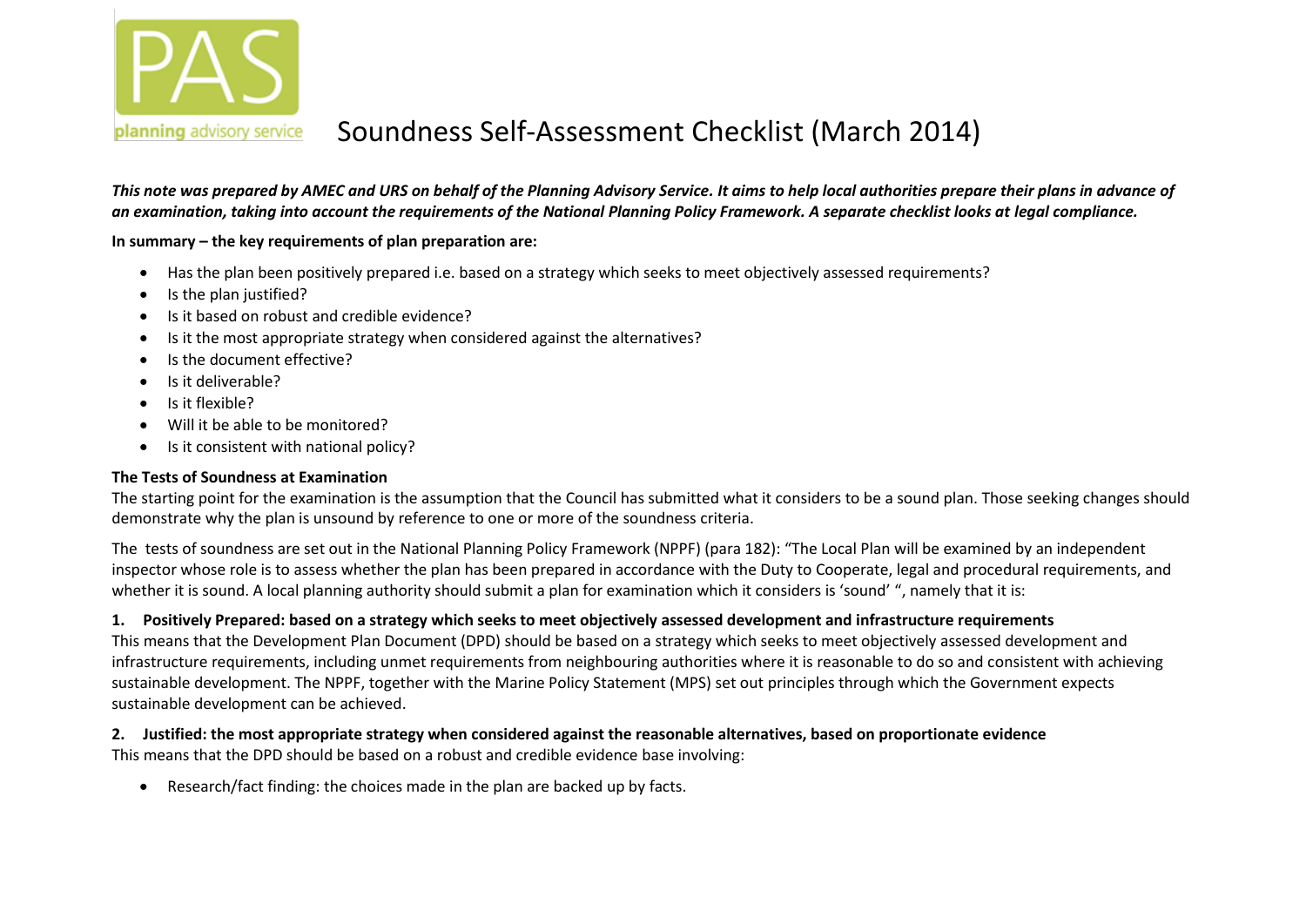# Soundness Self-Assessment Checklist (March 2014)

***This note was prepared by AMEC and URS on behalf of the Planning Advisory Service. It aims to help local authorities prepare their plans in advance of an examination, taking into account the requirements of the National Planning Policy Framework. A separate checklist looks at legal compliance.***

**In summary – the key requirements of plan preparation are:**

- Has the plan been positively prepared i.e. based on a strategy which seeks to meet objectively assessed requirements?
- Is the plan justified?
- Is it based on robust and credible evidence?
- Is it the most appropriate strategy when considered against the alternatives?
- Is the document effective?
- Is it deliverable?
- Is it flexible?
- Will it be able to be monitored?
- Is it consistent with national policy?

**The Tests of Soundness at Examination**

The starting point for the examination is the assumption that the Council has submitted what it considers to be a sound plan. Those seeking changes should demonstrate why the plan is unsound by reference to one or more of the soundness criteria.

The tests of soundness are set out in the National Planning Policy Framework (NPPF) (para 182): "The Local Plan will be examined by an independent inspector whose role is to assess whether the plan has been prepared in accordance with the Duty to Cooperate, legal and procedural requirements, and whether it is sound. A local planning authority should submit a plan for examination which it considers is 'sound' ", namely that it is:

**1. Positively Prepared: based on a strategy which seeks to meet objectively assessed development and infrastructure requirements**

This means that the Development Plan Document (DPD) should be based on a strategy which seeks to meet objectively assessed development and infrastructure requirements, including unmet requirements from neighbouring authorities where it is reasonable to do so and consistent with achieving sustainable development. The NPPF, together with the Marine Policy Statement (MPS) set out principles through which the Government expects sustainable development can be achieved.

**2. Justified: the most appropriate strategy when considered against the reasonable alternatives, based on proportionate evidence**

This means that the DPD should be based on a robust and credible evidence base involving:

- Research/fact finding: the choices made in the plan are backed up by facts.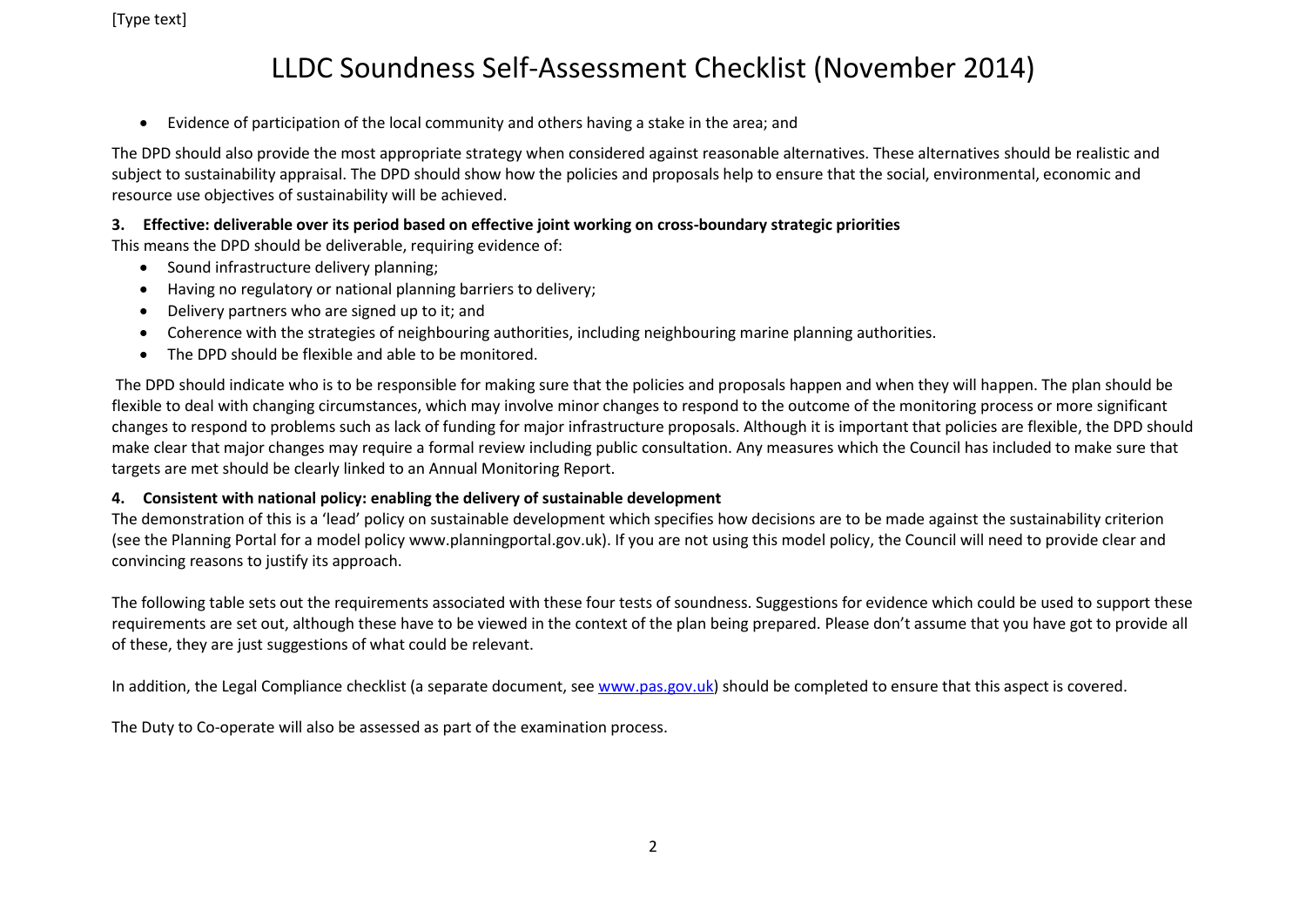# LLDC Soundness Self-Assessment Checklist (November 2014)

- Evidence of participation of the local community and others having a stake in the area; and

The DPD should also provide the most appropriate strategy when considered against reasonable alternatives. These alternatives should be realistic and subject to sustainability appraisal. The DPD should show how the policies and proposals help to ensure that the social, environmental, economic and resource use objectives of sustainability will be achieved.

**3. Effective: deliverable over its period based on effective joint working on cross-boundary strategic priorities**

This means the DPD should be deliverable, requiring evidence of:

- Sound infrastructure delivery planning;
- Having no regulatory or national planning barriers to delivery;
- Delivery partners who are signed up to it; and
- Coherence with the strategies of neighbouring authorities, including neighbouring marine planning authorities.
- The DPD should be flexible and able to be monitored.

The DPD should indicate who is to be responsible for making sure that the policies and proposals happen and when they will happen. The plan should be flexible to deal with changing circumstances, which may involve minor changes to respond to the outcome of the monitoring process or more significant changes to respond to problems such as lack of funding for major infrastructure proposals. Although it is important that policies are flexible, the DPD should make clear that major changes may require a formal review including public consultation. Any measures which the Council has included to make sure that targets are met should be clearly linked to an Annual Monitoring Report.

**4. Consistent with national policy: enabling the delivery of sustainable development**

The demonstration of this is a 'lead' policy on sustainable development which specifies how decisions are to be made against the sustainability criterion (see the Planning Portal for a model policy www.planningportal.gov.uk). If you are not using this model policy, the Council will need to provide clear and convincing reasons to justify its approach.

The following table sets out the requirements associated with these four tests of soundness. Suggestions for evidence which could be used to support these requirements are set out, although these have to be viewed in the context of the plan being prepared. Please don't assume that you have got to provide all of these, they are just suggestions of what could be relevant.

In addition, the Legal Compliance checklist (a separate document, see [www.pas.gov.uk](http://www.pas.gov.uk)) should be completed to ensure that this aspect is covered.

The Duty to Co-operate will also be assessed as part of the examination process.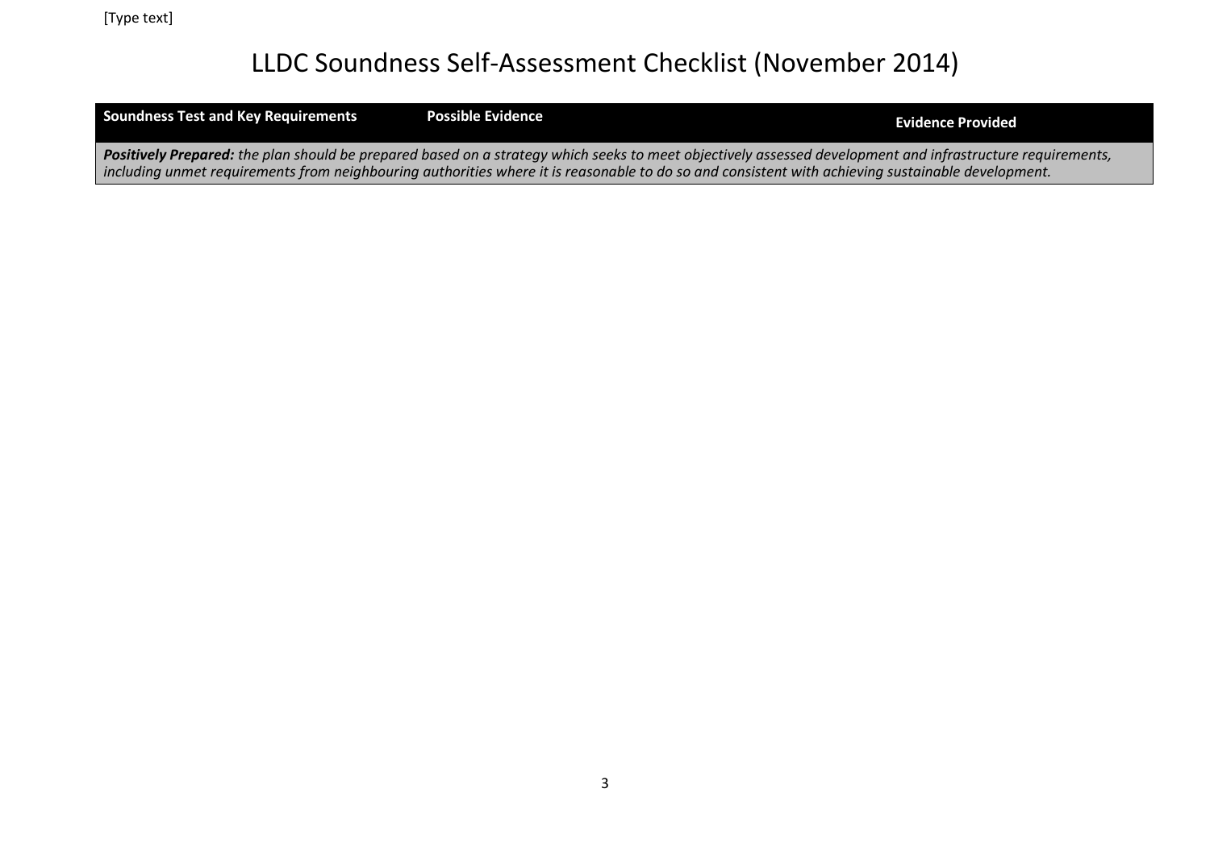# LLDC Soundness Self-Assessment Checklist (November 2014)

| Soundness Test and Key Requirements | Possible Evidence | Evidence Provided |
|---|---|---|
| ***Positively Prepared:*** *the plan should be prepared based on a strategy which seeks to meet objectively assessed development and infrastructure requirements, including unmet requirements from neighbouring authorities where it is reasonable to do so and consistent with achieving sustainable development.* | | |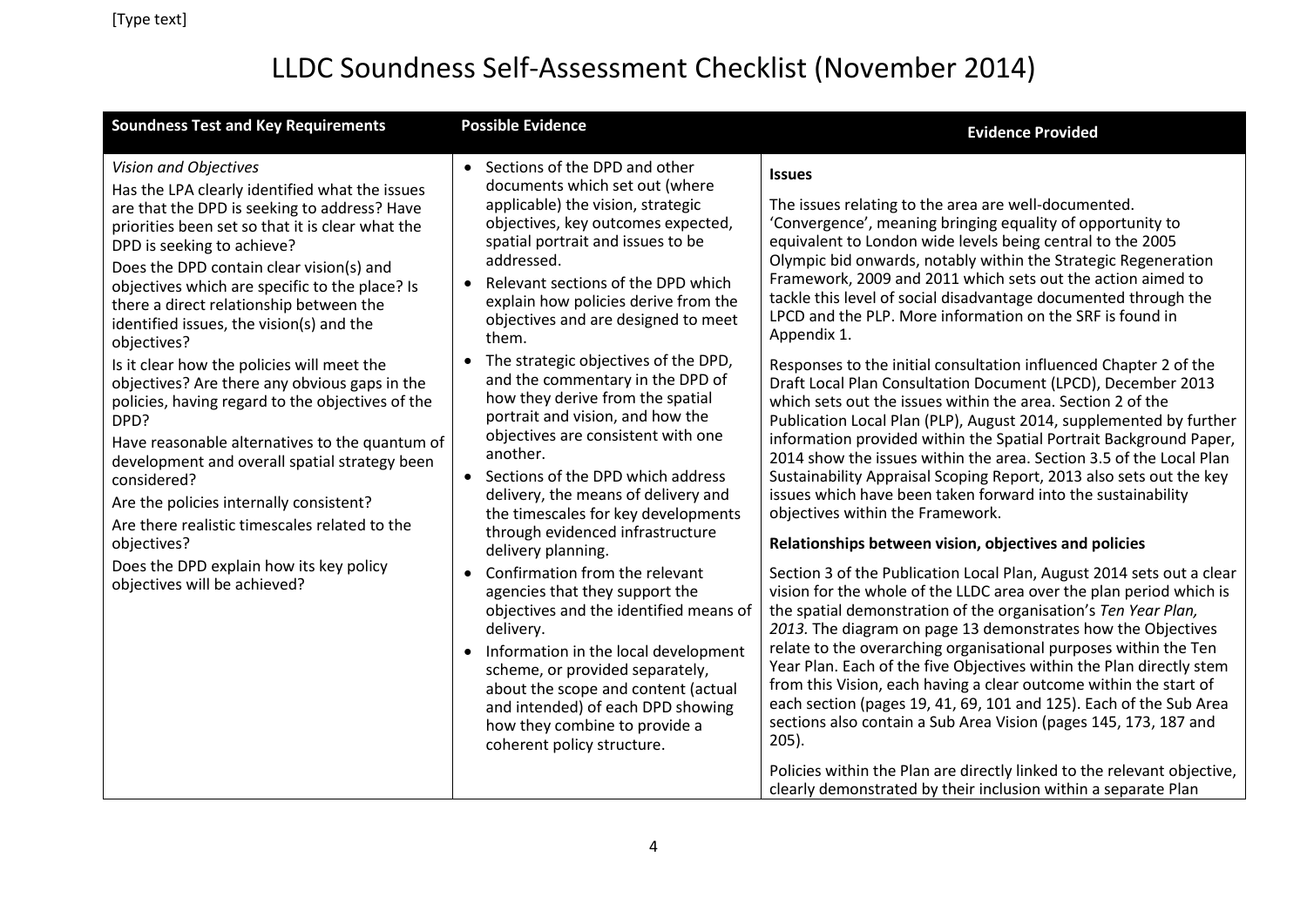# LLDC Soundness Self-Assessment Checklist (November 2014)

| Soundness Test and Key Requirements | Possible Evidence | Evidence Provided |
|---|---|---|
| *Vision and Objectives*<br>Has the LPA clearly identified what the issues are that the DPD is seeking to address? Have priorities been set so that it is clear what the DPD is seeking to achieve?<br>Does the DPD contain clear vision(s) and objectives which are specific to the place? Is there a direct relationship between the identified issues, the vision(s) and the objectives?<br>Is it clear how the policies will meet the objectives? Are there any obvious gaps in the policies, having regard to the objectives of the DPD?<br>Have reasonable alternatives to the quantum of development and overall spatial strategy been considered?<br>Are the policies internally consistent?<br>Are there realistic timescales related to the objectives?<br>Does the DPD explain how its key policy objectives will be achieved? | • Sections of the DPD and other documents which set out (where applicable) the vision, strategic objectives, key outcomes expected, spatial portrait and issues to be addressed.<br>• Relevant sections of the DPD which explain how policies derive from the objectives and are designed to meet them.<br>• The strategic objectives of the DPD, and the commentary in the DPD of how they derive from the spatial portrait and vision, and how the objectives are consistent with one another.<br>• Sections of the DPD which address delivery, the means of delivery and the timescales for key developments through evidenced infrastructure delivery planning.<br>• Confirmation from the relevant agencies that they support the objectives and the identified means of delivery.<br>• Information in the local development scheme, or provided separately, about the scope and content (actual and intended) of each DPD showing how they combine to provide a coherent policy structure. | **Issues**<br>The issues relating to the area are well-documented. 'Convergence', meaning bringing equality of opportunity to equivalent to London wide levels being central to the 2005 Olympic bid onwards, notably within the Strategic Regeneration Framework, 2009 and 2011 which sets out the action aimed to tackle this level of social disadvantage documented through the LPCD and the PLP. More information on the SRF is found in Appendix 1.<br>Responses to the initial consultation influenced Chapter 2 of the Draft Local Plan Consultation Document (LPCD), December 2013 which sets out the issues within the area. Section 2 of the Publication Local Plan (PLP), August 2014, supplemented by further information provided within the Spatial Portrait Background Paper, 2014 show the issues within the area. Section 3.5 of the Local Plan Sustainability Appraisal Scoping Report, 2013 also sets out the key issues which have been taken forward into the sustainability objectives within the Framework.<br>**Relationships between vision, objectives and policies**<br>Section 3 of the Publication Local Plan, August 2014 sets out a clear vision for the whole of the LLDC area over the plan period which is the spatial demonstration of the organisation's *Ten Year Plan, 2013.* The diagram on page 13 demonstrates how the Objectives relate to the overarching organisational purposes within the Ten Year Plan. Each of the five Objectives within the Plan directly stem from this Vision, each having a clear outcome within the start of each section (pages 19, 41, 69, 101 and 125). Each of the Sub Area sections also contain a Sub Area Vision (pages 145, 173, 187 and 205).<br>Policies within the Plan are directly linked to the relevant objective, clearly demonstrated by their inclusion within a separate Plan |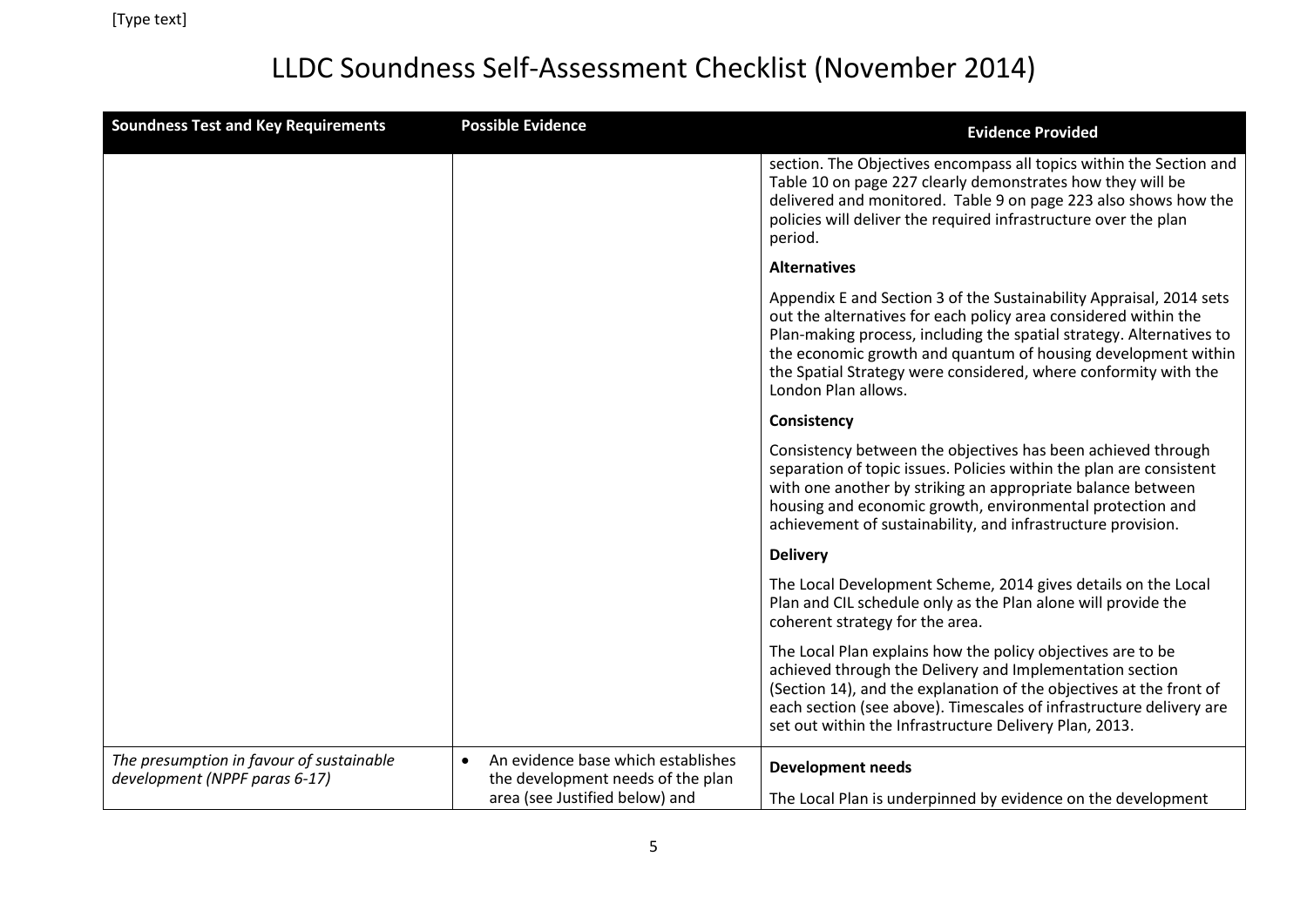# LLDC Soundness Self-Assessment Checklist (November 2014)

| Soundness Test and Key Requirements | Possible Evidence | Evidence Provided |
|---|---|---|
| | | section. The Objectives encompass all topics within the Section and Table 10 on page 227 clearly demonstrates how they will be delivered and monitored. Table 9 on page 223 also shows how the policies will deliver the required infrastructure over the plan period.<br><br>**Alternatives**<br><br>Appendix E and Section 3 of the Sustainability Appraisal, 2014 sets out the alternatives for each policy area considered within the Plan-making process, including the spatial strategy. Alternatives to the economic growth and quantum of housing development within the Spatial Strategy were considered, where conformity with the London Plan allows.<br><br>**Consistency**<br><br>Consistency between the objectives has been achieved through separation of topic issues. Policies within the plan are consistent with one another by striking an appropriate balance between housing and economic growth, environmental protection and achievement of sustainability, and infrastructure provision.<br><br>**Delivery**<br><br>The Local Development Scheme, 2014 gives details on the Local Plan and CIL schedule only as the Plan alone will provide the coherent strategy for the area.<br><br>The Local Plan explains how the policy objectives are to be achieved through the Delivery and Implementation section (Section 14), and the explanation of the objectives at the front of each section (see above). Timescales of infrastructure delivery are set out within the Infrastructure Delivery Plan, 2013. |
| *The presumption in favour of sustainable development (NPPF paras 6-17)* | • An evidence base which establishes the development needs of the plan area (see Justified below) and | **Development needs**<br><br>The Local Plan is underpinned by evidence on the development |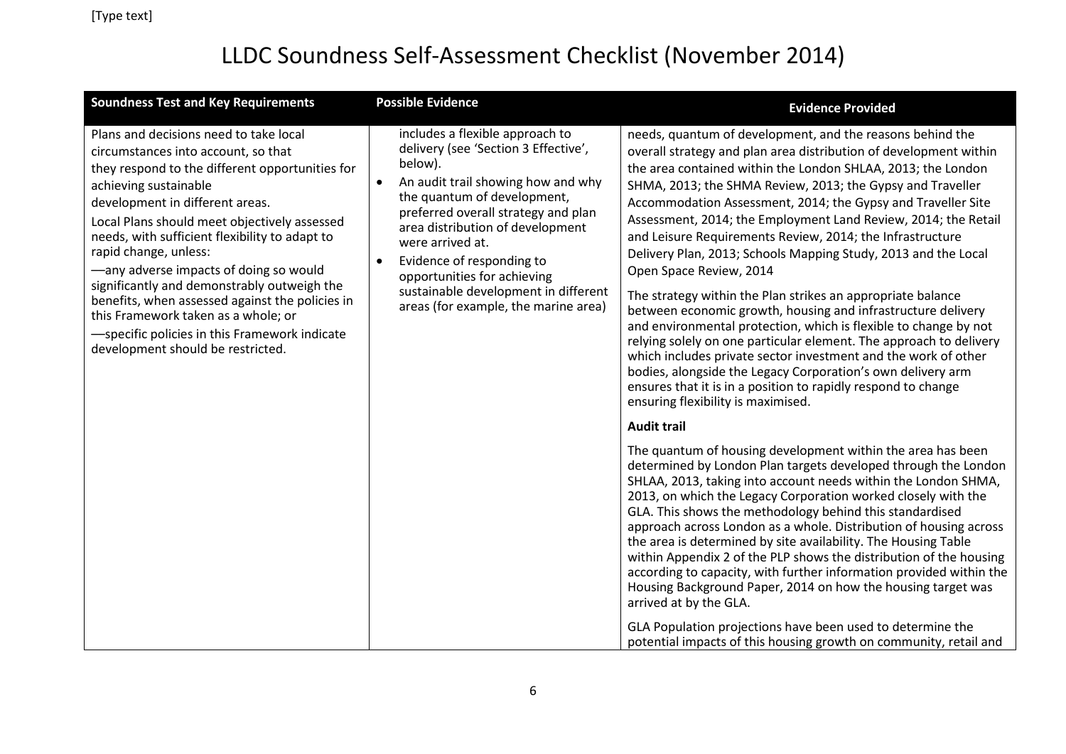# LLDC Soundness Self-Assessment Checklist (November 2014)

| Soundness Test and Key Requirements | Possible Evidence | Evidence Provided |
|---|---|---|
| Plans and decisions need to take local circumstances into account, so that they respond to the different opportunities for achieving sustainable development in different areas.<br><br>Local Plans should meet objectively assessed needs, with sufficient flexibility to adapt to rapid change, unless:<br>—any adverse impacts of doing so would significantly and demonstrably outweigh the benefits, when assessed against the policies in this Framework taken as a whole; or<br>—specific policies in this Framework indicate development should be restricted. | includes a flexible approach to delivery (see 'Section 3 Effective', below).<br>• An audit trail showing how and why the quantum of development, preferred overall strategy and plan area distribution of development were arrived at.<br>• Evidence of responding to opportunities for achieving sustainable development in different areas (for example, the marine area) | needs, quantum of development, and the reasons behind the overall strategy and plan area distribution of development within the area contained within the London SHLAA, 2013; the London SHMA, 2013; the SHMA Review, 2013; the Gypsy and Traveller Accommodation Assessment, 2014; the Gypsy and Traveller Site Assessment, 2014; the Employment Land Review, 2014; the Retail and Leisure Requirements Review, 2014; the Infrastructure Delivery Plan, 2013; Schools Mapping Study, 2013 and the Local Open Space Review, 2014<br><br>The strategy within the Plan strikes an appropriate balance between economic growth, housing and infrastructure delivery and environmental protection, which is flexible to change by not relying solely on one particular element. The approach to delivery which includes private sector investment and the work of other bodies, alongside the Legacy Corporation's own delivery arm ensures that it is in a position to rapidly respond to change ensuring flexibility is maximised.<br><br>**Audit trail**<br><br>The quantum of housing development within the area has been determined by London Plan targets developed through the London SHLAA, 2013, taking into account needs within the London SHMA, 2013, on which the Legacy Corporation worked closely with the GLA. This shows the methodology behind this standardised approach across London as a whole. Distribution of housing across the area is determined by site availability. The Housing Table within Appendix 2 of the PLP shows the distribution of the housing according to capacity, with further information provided within the Housing Background Paper, 2014 on how the housing target was arrived at by the GLA.<br><br>GLA Population projections have been used to determine the potential impacts of this housing growth on community, retail and |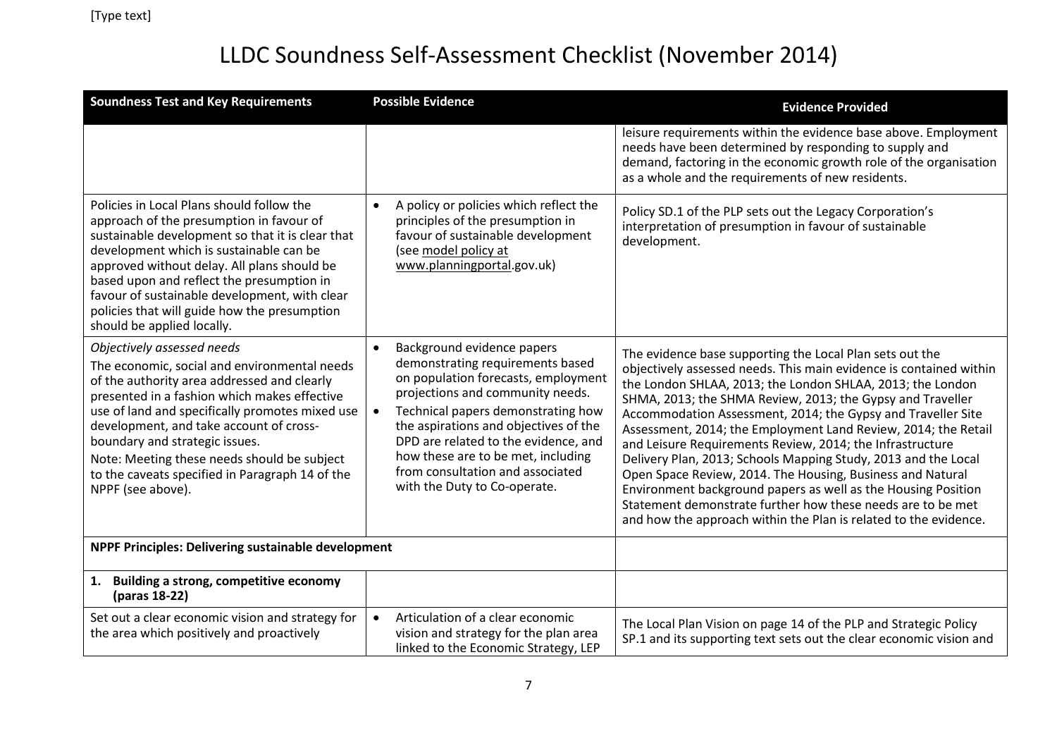# LLDC Soundness Self-Assessment Checklist (November 2014)

| Soundness Test and Key Requirements | Possible Evidence | Evidence Provided |
|---|---|---|
| | | leisure requirements within the evidence base above. Employment needs have been determined by responding to supply and demand, factoring in the economic growth role of the organisation as a whole and the requirements of new residents. |
| Policies in Local Plans should follow the approach of the presumption in favour of sustainable development so that it is clear that development which is sustainable can be approved without delay. All plans should be based upon and reflect the presumption in favour of sustainable development, with clear policies that will guide how the presumption should be applied locally. | • A policy or policies which reflect the principles of the presumption in favour of sustainable development (see model policy at www.planningportal.gov.uk) | Policy SD.1 of the PLP sets out the Legacy Corporation's interpretation of presumption in favour of sustainable development. |
| *Objectively assessed needs*<br>The economic, social and environmental needs of the authority area addressed and clearly presented in a fashion which makes effective use of land and specifically promotes mixed use development, and take account of cross-boundary and strategic issues.<br>Note: Meeting these needs should be subject to the caveats specified in Paragraph 14 of the NPPF (see above). | • Background evidence papers demonstrating requirements based on population forecasts, employment projections and community needs.<br>• Technical papers demonstrating how the aspirations and objectives of the DPD are related to the evidence, and how these are to be met, including from consultation and associated with the Duty to Co-operate. | The evidence base supporting the Local Plan sets out the objectively assessed needs. This main evidence is contained within the London SHLAA, 2013; the London SHLAA, 2013; the London SHMA, 2013; the SHMA Review, 2013; the Gypsy and Traveller Accommodation Assessment, 2014; the Gypsy and Traveller Site Assessment, 2014; the Employment Land Review, 2014; the Retail and Leisure Requirements Review, 2014; the Infrastructure Delivery Plan, 2013; Schools Mapping Study, 2013 and the Local Open Space Review, 2014. The Housing, Business and Natural Environment background papers as well as the Housing Position Statement demonstrate further how these needs are to be met and how the approach within the Plan is related to the evidence. |
| **NPPF Principles: Delivering sustainable development** | | |
| **1. Building a strong, competitive economy (paras 18-22)** | | |
| Set out a clear economic vision and strategy for the area which positively and proactively | • Articulation of a clear economic vision and strategy for the plan area linked to the Economic Strategy, LEP | The Local Plan Vision on page 14 of the PLP and Strategic Policy SP.1 and its supporting text sets out the clear economic vision and |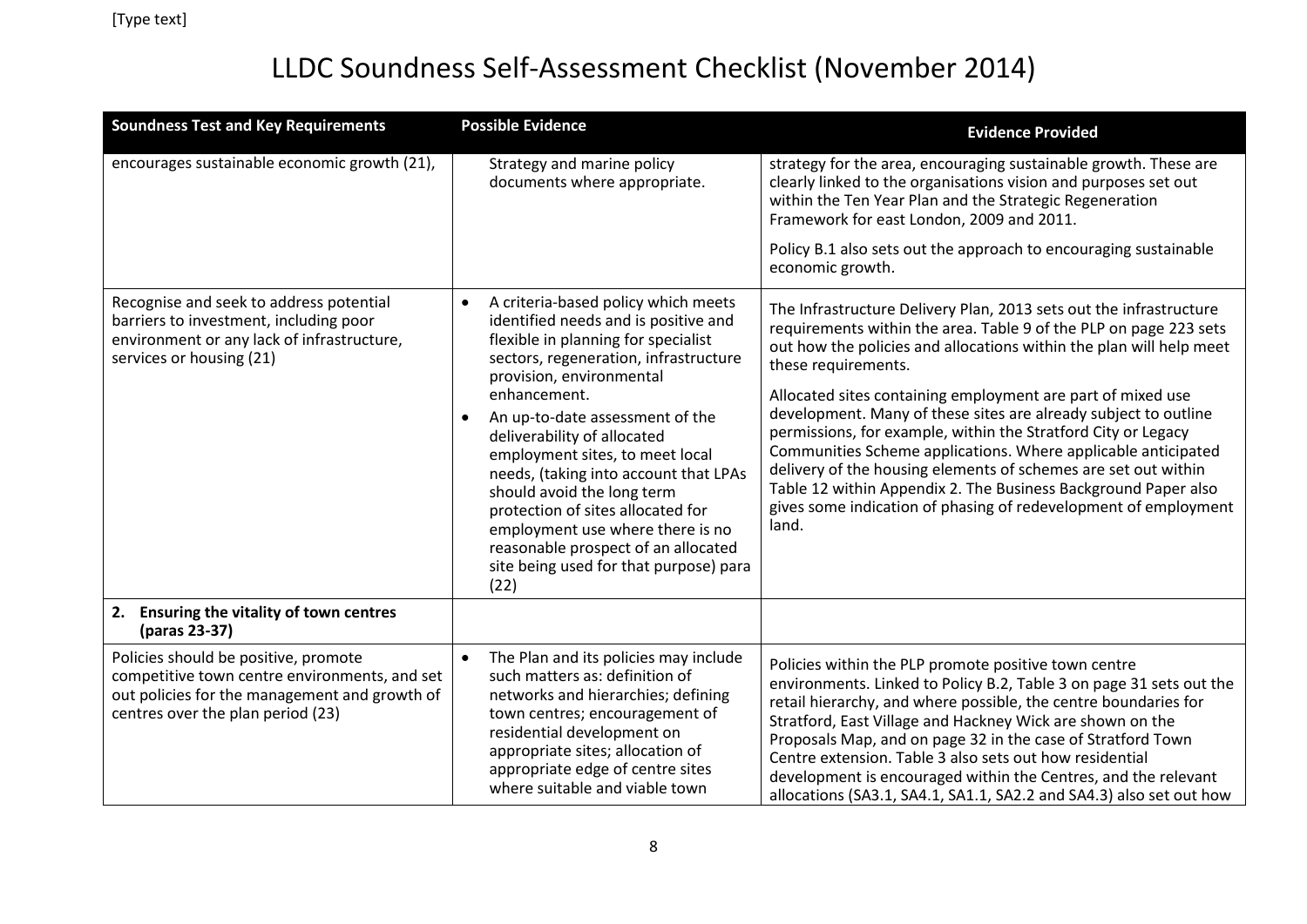# LLDC Soundness Self-Assessment Checklist (November 2014)

| Soundness Test and Key Requirements | Possible Evidence | Evidence Provided |
|---|---|---|
| encourages sustainable economic growth (21), | Strategy and marine policy documents where appropriate. | strategy for the area, encouraging sustainable growth. These are clearly linked to the organisations vision and purposes set out within the Ten Year Plan and the Strategic Regeneration Framework for east London, 2009 and 2011.<br><br>Policy B.1 also sets out the approach to encouraging sustainable economic growth. |
| Recognise and seek to address potential barriers to investment, including poor environment or any lack of infrastructure, services or housing (21) | • A criteria-based policy which meets identified needs and is positive and flexible in planning for specialist sectors, regeneration, infrastructure provision, environmental enhancement.<br>• An up-to-date assessment of the deliverability of allocated employment sites, to meet local needs, (taking into account that LPAs should avoid the long term protection of sites allocated for employment use where there is no reasonable prospect of an allocated site being used for that purpose) para (22) | The Infrastructure Delivery Plan, 2013 sets out the infrastructure requirements within the area. Table 9 of the PLP on page 223 sets out how the policies and allocations within the plan will help meet these requirements.<br><br>Allocated sites containing employment are part of mixed use development. Many of these sites are already subject to outline permissions, for example, within the Stratford City or Legacy Communities Scheme applications. Where applicable anticipated delivery of the housing elements of schemes are set out within Table 12 within Appendix 2. The Business Background Paper also gives some indication of phasing of redevelopment of employment land. |
| **2. Ensuring the vitality of town centres (paras 23-37)** | | |
| Policies should be positive, promote competitive town centre environments, and set out policies for the management and growth of centres over the plan period (23) | • The Plan and its policies may include such matters as: definition of networks and hierarchies; defining town centres; encouragement of residential development on appropriate sites; allocation of appropriate edge of centre sites where suitable and viable town | Policies within the PLP promote positive town centre environments. Linked to Policy B.2, Table 3 on page 31 sets out the retail hierarchy, and where possible, the centre boundaries for Stratford, East Village and Hackney Wick are shown on the Proposals Map, and on page 32 in the case of Stratford Town Centre extension. Table 3 also sets out how residential development is encouraged within the Centres, and the relevant allocations (SA3.1, SA4.1, SA1.1, SA2.2 and SA4.3) also set out how |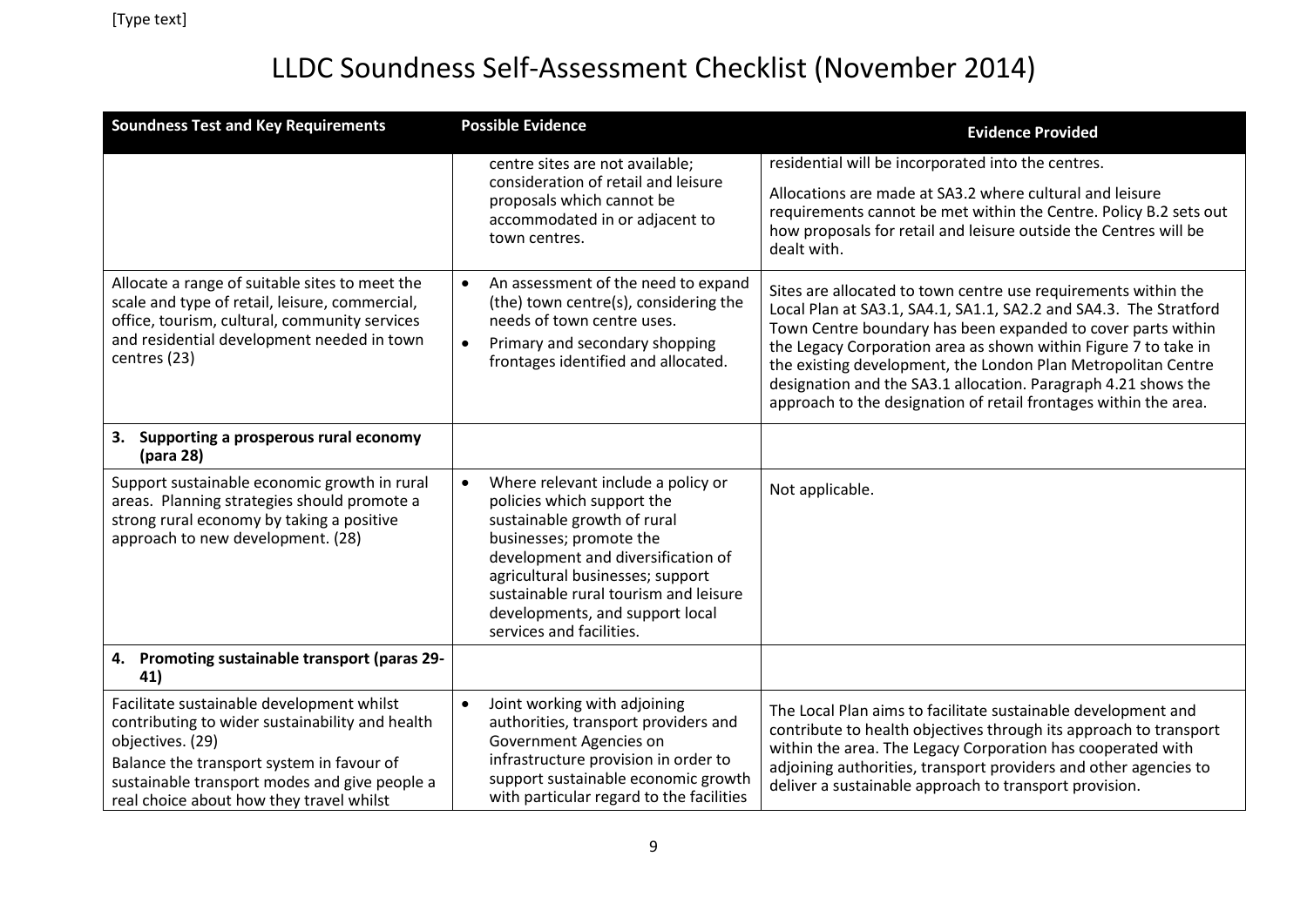# LLDC Soundness Self-Assessment Checklist (November 2014)

| Soundness Test and Key Requirements | Possible Evidence | Evidence Provided |
|---|---|---|
| | centre sites are not available; consideration of retail and leisure proposals which cannot be accommodated in or adjacent to town centres. | residential will be incorporated into the centres.<br><br>Allocations are made at SA3.2 where cultural and leisure requirements cannot be met within the Centre. Policy B.2 sets out how proposals for retail and leisure outside the Centres will be dealt with. |
| Allocate a range of suitable sites to meet the scale and type of retail, leisure, commercial, office, tourism, cultural, community services and residential development needed in town centres (23) | • An assessment of the need to expand (the) town centre(s), considering the needs of town centre uses.<br>• Primary and secondary shopping frontages identified and allocated. | Sites are allocated to town centre use requirements within the Local Plan at SA3.1, SA4.1, SA1.1, SA2.2 and SA4.3. The Stratford Town Centre boundary has been expanded to cover parts within the Legacy Corporation area as shown within Figure 7 to take in the existing development, the London Plan Metropolitan Centre designation and the SA3.1 allocation. Paragraph 4.21 shows the approach to the designation of retail frontages within the area. |
| **3. Supporting a prosperous rural economy (para 28)** | | |
| Support sustainable economic growth in rural areas. Planning strategies should promote a strong rural economy by taking a positive approach to new development. (28) | • Where relevant include a policy or policies which support the sustainable growth of rural businesses; promote the development and diversification of agricultural businesses; support sustainable rural tourism and leisure developments, and support local services and facilities. | Not applicable. |
| **4. Promoting sustainable transport (paras 29-41)** | | |
| Facilitate sustainable development whilst contributing to wider sustainability and health objectives. (29)<br><br>Balance the transport system in favour of sustainable transport modes and give people a real choice about how they travel whilst | • Joint working with adjoining authorities, transport providers and Government Agencies on infrastructure provision in order to support sustainable economic growth with particular regard to the facilities | The Local Plan aims to facilitate sustainable development and contribute to health objectives through its approach to transport within the area. The Legacy Corporation has cooperated with adjoining authorities, transport providers and other agencies to deliver a sustainable approach to transport provision. |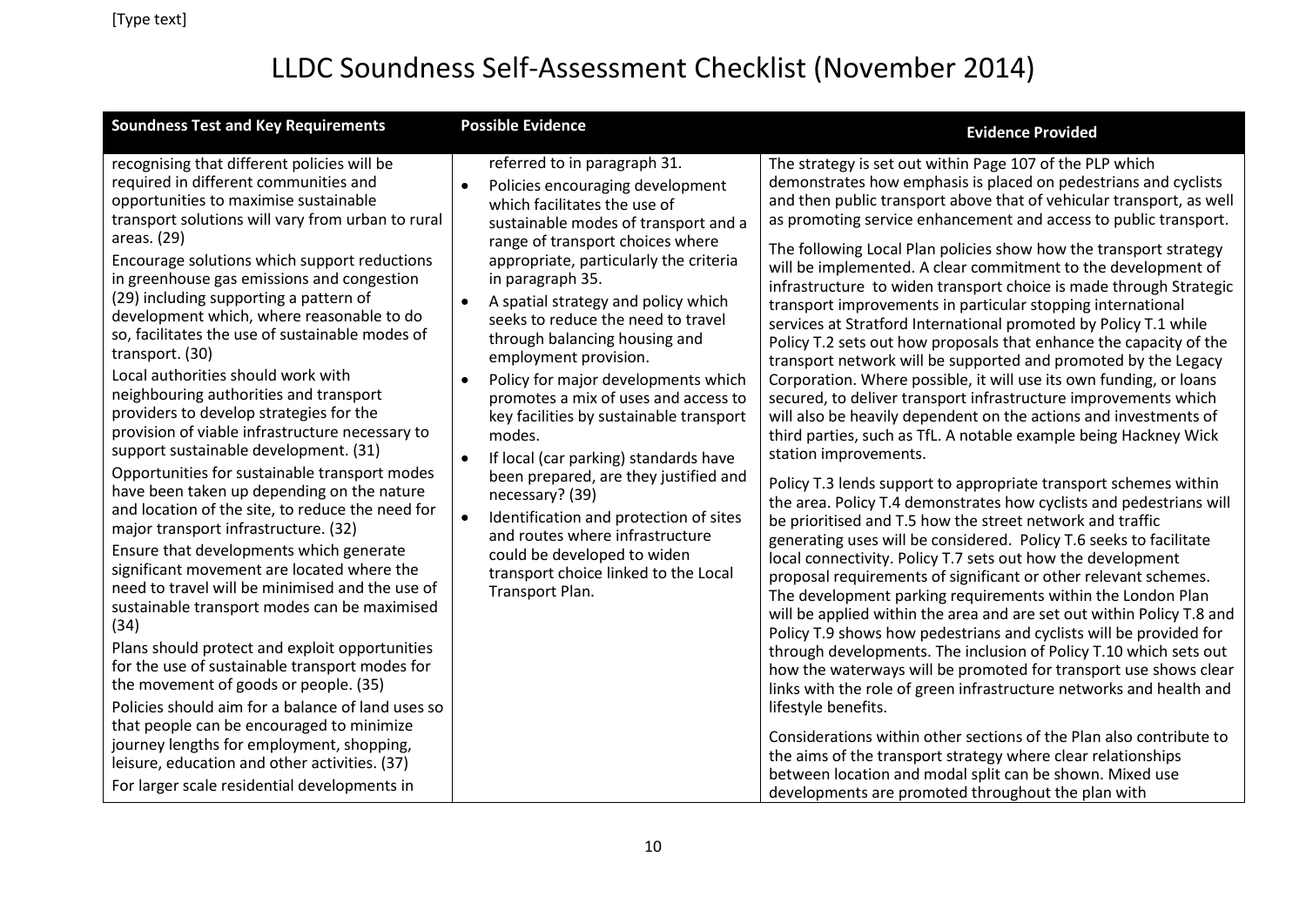# LLDC Soundness Self-Assessment Checklist (November 2014)

| Soundness Test and Key Requirements | Possible Evidence | Evidence Provided |
|---|---|---|
| recognising that different policies will be required in different communities and opportunities to maximise sustainable transport solutions will vary from urban to rural areas. (29)<br><br>Encourage solutions which support reductions in greenhouse gas emissions and congestion (29) including supporting a pattern of development which, where reasonable to do so, facilitates the use of sustainable modes of transport. (30)<br><br>Local authorities should work with neighbouring authorities and transport providers to develop strategies for the provision of viable infrastructure necessary to support sustainable development. (31)<br><br>Opportunities for sustainable transport modes have been taken up depending on the nature and location of the site, to reduce the need for major transport infrastructure. (32)<br><br>Ensure that developments which generate significant movement are located where the need to travel will be minimised and the use of sustainable transport modes can be maximised (34)<br><br>Plans should protect and exploit opportunities for the use of sustainable transport modes for the movement of goods or people. (35)<br><br>Policies should aim for a balance of land uses so that people can be encouraged to minimize journey lengths for employment, shopping, leisure, education and other activities. (37)<br><br>For larger scale residential developments in | referred to in paragraph 31.<br><br>• Policies encouraging development which facilitates the use of sustainable modes of transport and a range of transport choices where appropriate, particularly the criteria in paragraph 35.<br>• A spatial strategy and policy which seeks to reduce the need to travel through balancing housing and employment provision.<br>• Policy for major developments which promotes a mix of uses and access to key facilities by sustainable transport modes.<br>• If local (car parking) standards have been prepared, are they justified and necessary? (39)<br>• Identification and protection of sites and routes where infrastructure could be developed to widen transport choice linked to the Local Transport Plan. | The strategy is set out within Page 107 of the PLP which demonstrates how emphasis is placed on pedestrians and cyclists and then public transport above that of vehicular transport, as well as promoting service enhancement and access to public transport.<br><br>The following Local Plan policies show how the transport strategy will be implemented. A clear commitment to the development of infrastructure to widen transport choice is made through Strategic transport improvements in particular stopping international services at Stratford International promoted by Policy T.1 while Policy T.2 sets out how proposals that enhance the capacity of the transport network will be supported and promoted by the Legacy Corporation. Where possible, it will use its own funding, or loans secured, to deliver transport infrastructure improvements which will also be heavily dependent on the actions and investments of third parties, such as TfL. A notable example being Hackney Wick station improvements.<br><br>Policy T.3 lends support to appropriate transport schemes within the area. Policy T.4 demonstrates how cyclists and pedestrians will be prioritised and T.5 how the street network and traffic generating uses will be considered. Policy T.6 seeks to facilitate local connectivity. Policy T.7 sets out how the development proposal requirements of significant or other relevant schemes. The development parking requirements within the London Plan will be applied within the area and are set out within Policy T.8 and Policy T.9 shows how pedestrians and cyclists will be provided for through developments. The inclusion of Policy T.10 which sets out how the waterways will be promoted for transport use shows clear links with the role of green infrastructure networks and health and lifestyle benefits.<br><br>Considerations within other sections of the Plan also contribute to the aims of the transport strategy where clear relationships between location and modal split can be shown. Mixed use developments are promoted throughout the plan with |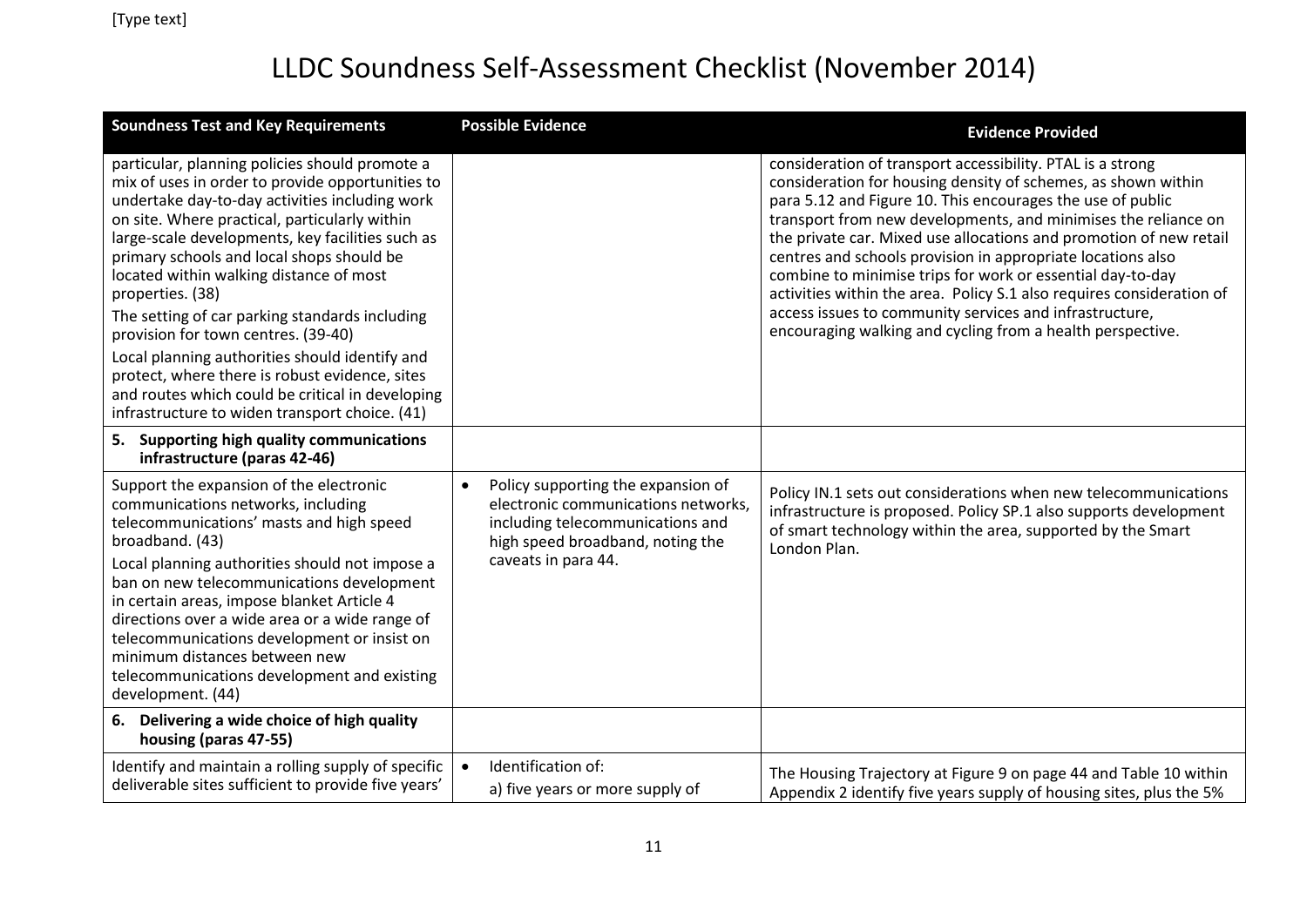# LLDC Soundness Self-Assessment Checklist (November 2014)

| Soundness Test and Key Requirements | Possible Evidence | Evidence Provided |
|---|---|---|
| particular, planning policies should promote a mix of uses in order to provide opportunities to undertake day-to-day activities including work on site. Where practical, particularly within large-scale developments, key facilities such as primary schools and local shops should be located within walking distance of most properties. (38)<br>The setting of car parking standards including provision for town centres. (39-40)<br>Local planning authorities should identify and protect, where there is robust evidence, sites and routes which could be critical in developing infrastructure to widen transport choice. (41) | | consideration of transport accessibility. PTAL is a strong consideration for housing density of schemes, as shown within para 5.12 and Figure 10. This encourages the use of public transport from new developments, and minimises the reliance on the private car. Mixed use allocations and promotion of new retail centres and schools provision in appropriate locations also combine to minimise trips for work or essential day-to-day activities within the area. Policy S.1 also requires consideration of access issues to community services and infrastructure, encouraging walking and cycling from a health perspective. |
| **5. Supporting high quality communications infrastructure (paras 42-46)** | | |
| Support the expansion of the electronic communications networks, including telecommunications' masts and high speed broadband. (43)<br>Local planning authorities should not impose a ban on new telecommunications development in certain areas, impose blanket Article 4 directions over a wide area or a wide range of telecommunications development or insist on minimum distances between new telecommunications development and existing development. (44) | • Policy supporting the expansion of electronic communications networks, including telecommunications and high speed broadband, noting the caveats in para 44. | Policy IN.1 sets out considerations when new telecommunications infrastructure is proposed. Policy SP.1 also supports development of smart technology within the area, supported by the Smart London Plan. |
| **6. Delivering a wide choice of high quality housing (paras 47-55)** | | |
| Identify and maintain a rolling supply of specific deliverable sites sufficient to provide five years' | • Identification of:<br>a) five years or more supply of | The Housing Trajectory at Figure 9 on page 44 and Table 10 within Appendix 2 identify five years supply of housing sites, plus the 5% |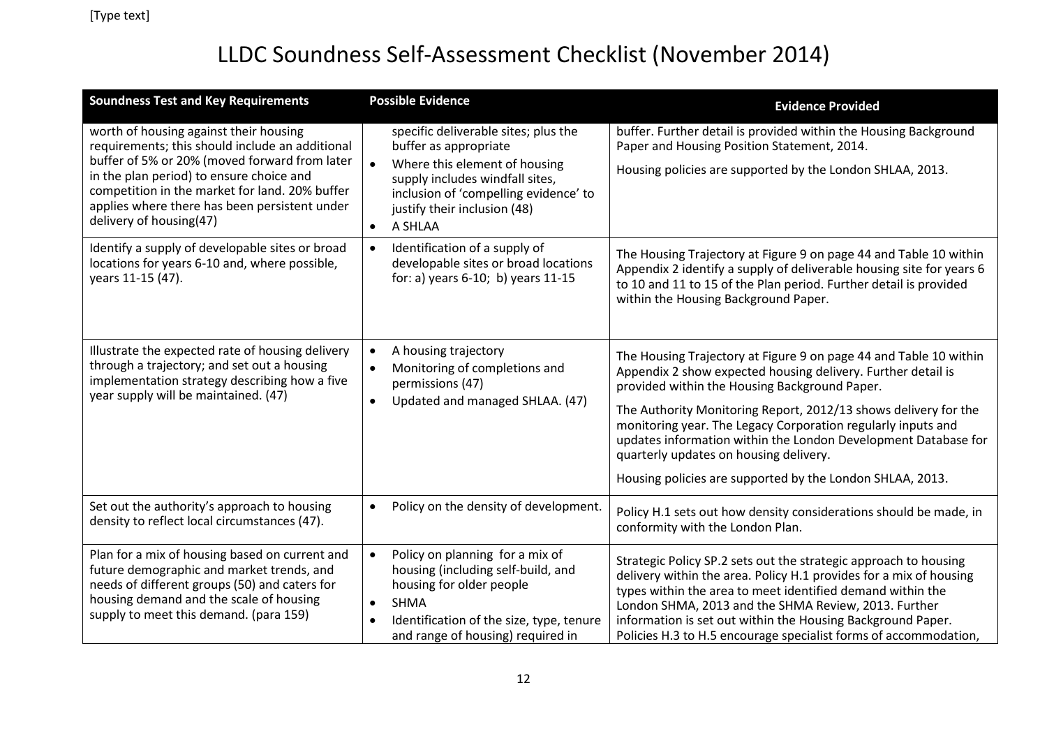# LLDC Soundness Self-Assessment Checklist (November 2014)

| Soundness Test and Key Requirements | Possible Evidence | Evidence Provided |
|---|---|---|
| worth of housing against their housing requirements; this should include an additional buffer of 5% or 20% (moved forward from later in the plan period) to ensure choice and competition in the market for land. 20% buffer applies where there has been persistent under delivery of housing(47) | specific deliverable sites; plus the buffer as appropriate<br>• Where this element of housing supply includes windfall sites, inclusion of 'compelling evidence' to justify their inclusion (48)<br>• A SHLAA | buffer. Further detail is provided within the Housing Background Paper and Housing Position Statement, 2014.<br><br>Housing policies are supported by the London SHLAA, 2013. |
| Identify a supply of developable sites or broad locations for years 6-10 and, where possible, years 11-15 (47). | • Identification of a supply of developable sites or broad locations for: a) years 6-10; b) years 11-15 | The Housing Trajectory at Figure 9 on page 44 and Table 10 within Appendix 2 identify a supply of deliverable housing site for years 6 to 10 and 11 to 15 of the Plan period. Further detail is provided within the Housing Background Paper. |
| Illustrate the expected rate of housing delivery through a trajectory; and set out a housing implementation strategy describing how a five year supply will be maintained. (47) | • A housing trajectory<br>• Monitoring of completions and permissions (47)<br>• Updated and managed SHLAA. (47) | The Housing Trajectory at Figure 9 on page 44 and Table 10 within Appendix 2 show expected housing delivery. Further detail is provided within the Housing Background Paper.<br><br>The Authority Monitoring Report, 2012/13 shows delivery for the monitoring year. The Legacy Corporation regularly inputs and updates information within the London Development Database for quarterly updates on housing delivery.<br><br>Housing policies are supported by the London SHLAA, 2013. |
| Set out the authority's approach to housing density to reflect local circumstances (47). | • Policy on the density of development. | Policy H.1 sets out how density considerations should be made, in conformity with the London Plan. |
| Plan for a mix of housing based on current and future demographic and market trends, and needs of different groups (50) and caters for housing demand and the scale of housing supply to meet this demand. (para 159) | • Policy on planning for a mix of housing (including self-build, and housing for older people<br>• SHMA<br>• Identification of the size, type, tenure and range of housing) required in | Strategic Policy SP.2 sets out the strategic approach to housing delivery within the area. Policy H.1 provides for a mix of housing types within the area to meet identified demand within the London SHMA, 2013 and the SHMA Review, 2013. Further information is set out within the Housing Background Paper. Policies H.3 to H.5 encourage specialist forms of accommodation, |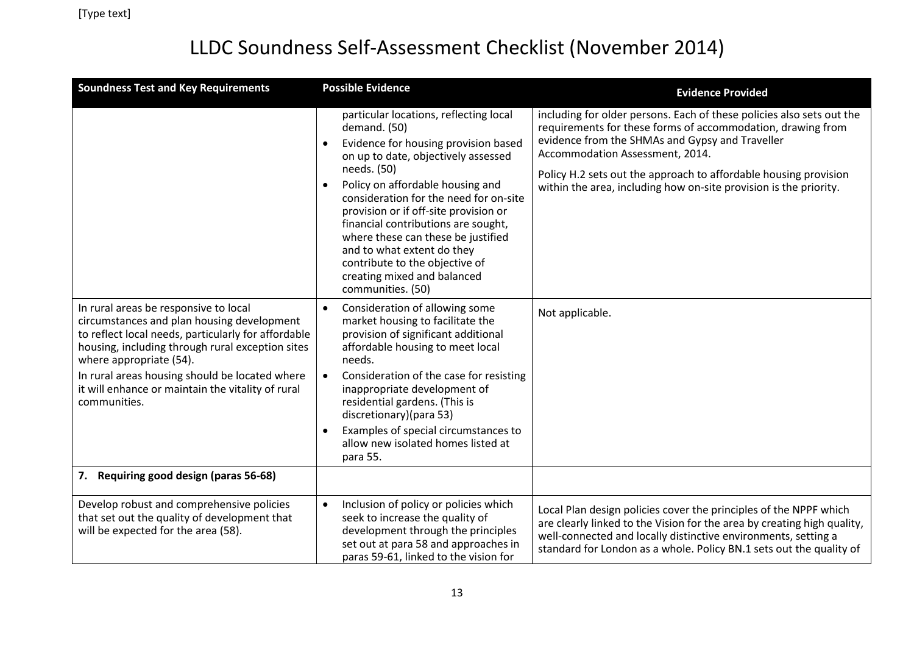# LLDC Soundness Self-Assessment Checklist (November 2014)

| Soundness Test and Key Requirements | Possible Evidence | Evidence Provided |
|---|---|---|
| | particular locations, reflecting local demand. (50)<br>• Evidence for housing provision based on up to date, objectively assessed needs. (50)<br>• Policy on affordable housing and consideration for the need for on-site provision or if off-site provision or financial contributions are sought, where these can these be justified and to what extent do they contribute to the objective of creating mixed and balanced communities. (50) | including for older persons. Each of these policies also sets out the requirements for these forms of accommodation, drawing from evidence from the SHMAs and Gypsy and Traveller Accommodation Assessment, 2014.<br><br>Policy H.2 sets out the approach to affordable housing provision within the area, including how on-site provision is the priority. |
| In rural areas be responsive to local circumstances and plan housing development to reflect local needs, particularly for affordable housing, including through rural exception sites where appropriate (54).<br><br>In rural areas housing should be located where it will enhance or maintain the vitality of rural communities. | • Consideration of allowing some market housing to facilitate the provision of significant additional affordable housing to meet local needs.<br>• Consideration of the case for resisting inappropriate development of residential gardens. (This is discretionary)(para 53)<br>• Examples of special circumstances to allow new isolated homes listed at para 55. | Not applicable. |
| **7. Requiring good design (paras 56-68)** | | |
| Develop robust and comprehensive policies that set out the quality of development that will be expected for the area (58). | • Inclusion of policy or policies which seek to increase the quality of development through the principles set out at para 58 and approaches in paras 59-61, linked to the vision for | Local Plan design policies cover the principles of the NPPF which are clearly linked to the Vision for the area by creating high quality, well-connected and locally distinctive environments, setting a standard for London as a whole. Policy BN.1 sets out the quality of |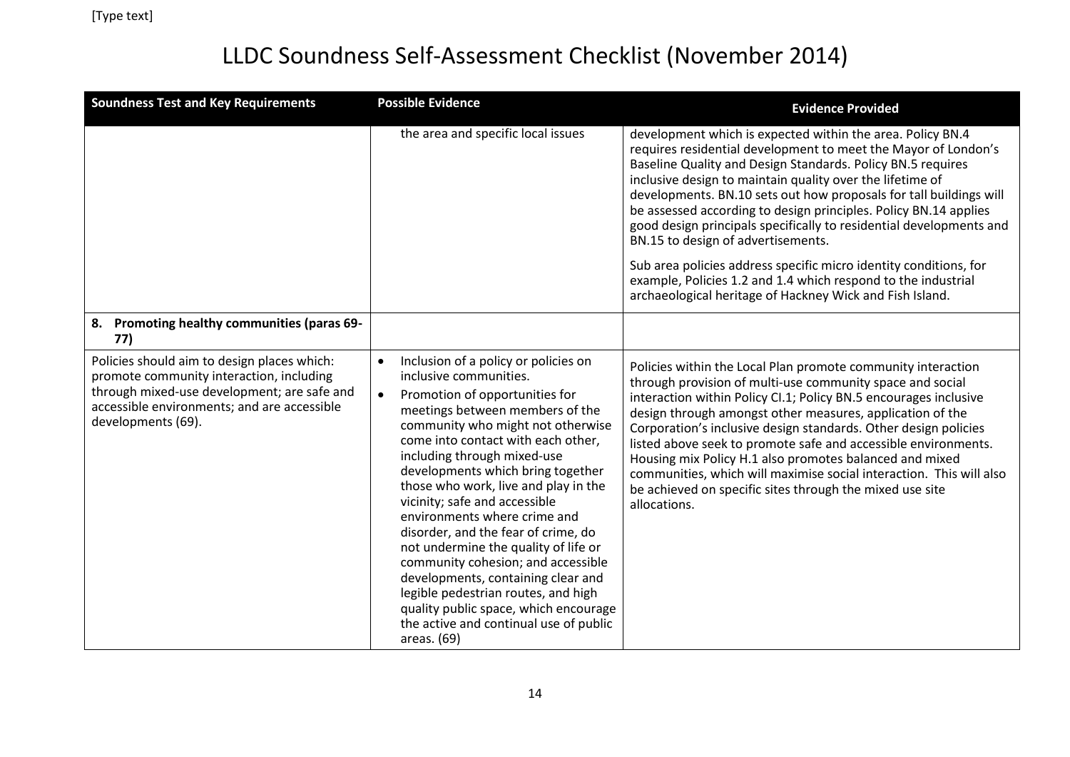# LLDC Soundness Self-Assessment Checklist (November 2014)

| Soundness Test and Key Requirements | Possible Evidence | Evidence Provided |
|---|---|---|
| | the area and specific local issues | development which is expected within the area. Policy BN.4 requires residential development to meet the Mayor of London's Baseline Quality and Design Standards. Policy BN.5 requires inclusive design to maintain quality over the lifetime of developments. BN.10 sets out how proposals for tall buildings will be assessed according to design principles. Policy BN.14 applies good design principals specifically to residential developments and BN.15 to design of advertisements.<br><br>Sub area policies address specific micro identity conditions, for example, Policies 1.2 and 1.4 which respond to the industrial archaeological heritage of Hackney Wick and Fish Island. |
| **8. Promoting healthy communities (paras 69-77)** | | |
| Policies should aim to design places which: promote community interaction, including through mixed-use development; are safe and accessible environments; and are accessible developments (69). | • Inclusion of a policy or policies on inclusive communities.<br>• Promotion of opportunities for meetings between members of the community who might not otherwise come into contact with each other, including through mixed-use developments which bring together those who work, live and play in the vicinity; safe and accessible environments where crime and disorder, and the fear of crime, do not undermine the quality of life or community cohesion; and accessible developments, containing clear and legible pedestrian routes, and high quality public space, which encourage the active and continual use of public areas. (69) | Policies within the Local Plan promote community interaction through provision of multi-use community space and social interaction within Policy CI.1; Policy BN.5 encourages inclusive design through amongst other measures, application of the Corporation's inclusive design standards. Other design policies listed above seek to promote safe and accessible environments. Housing mix Policy H.1 also promotes balanced and mixed communities, which will maximise social interaction. This will also be achieved on specific sites through the mixed use site allocations. |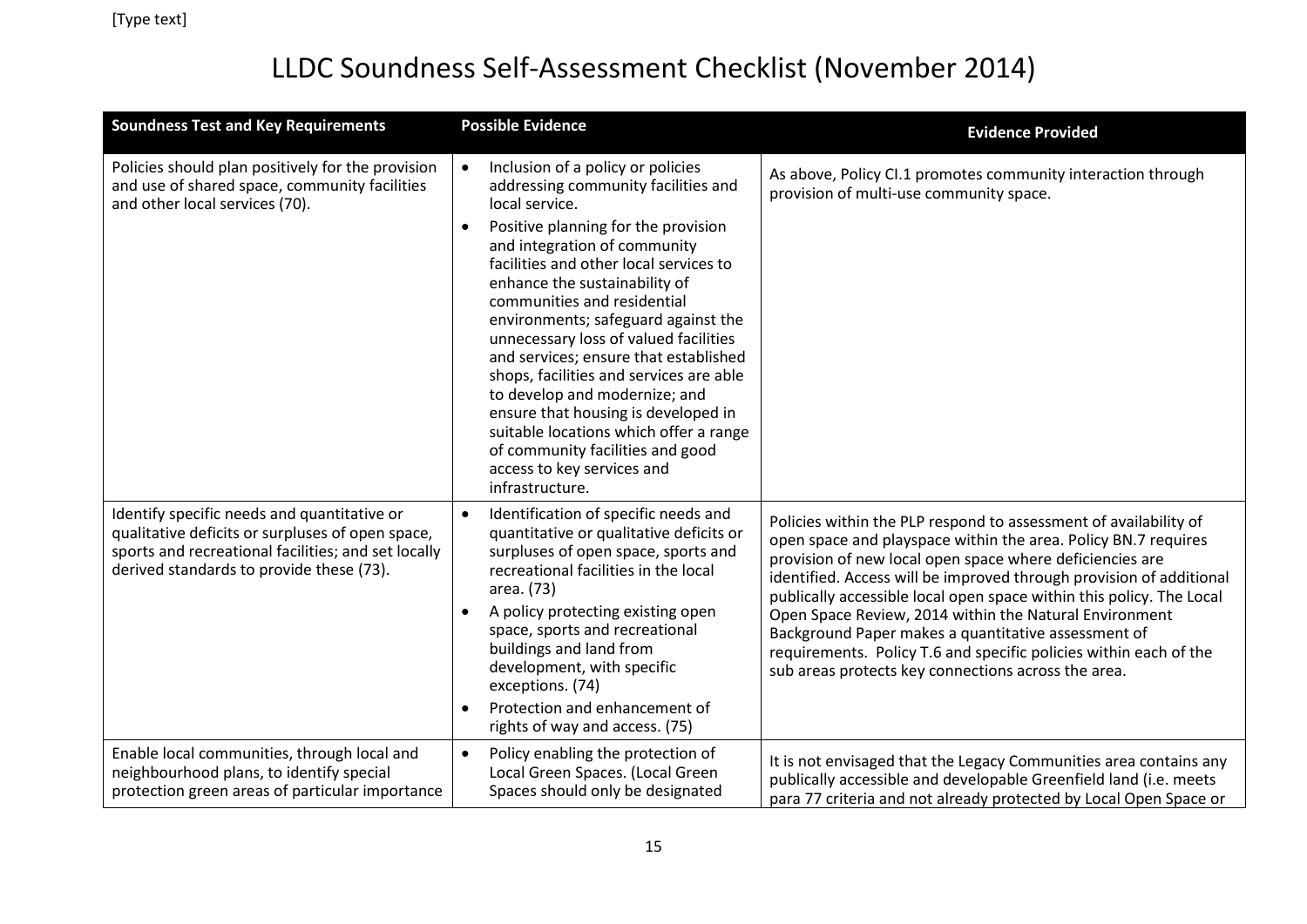# LLDC Soundness Self-Assessment Checklist (November 2014)

| Soundness Test and Key Requirements | Possible Evidence | Evidence Provided |
|---|---|---|
| Policies should plan positively for the provision and use of shared space, community facilities and other local services (70). | • Inclusion of a policy or policies addressing community facilities and local service.<br>• Positive planning for the provision and integration of community facilities and other local services to enhance the sustainability of communities and residential environments; safeguard against the unnecessary loss of valued facilities and services; ensure that established shops, facilities and services are able to develop and modernize; and ensure that housing is developed in suitable locations which offer a range of community facilities and good access to key services and infrastructure. | As above, Policy CI.1 promotes community interaction through provision of multi-use community space. |
| Identify specific needs and quantitative or qualitative deficits or surpluses of open space, sports and recreational facilities; and set locally derived standards to provide these (73). | • Identification of specific needs and quantitative or qualitative deficits or surpluses of open space, sports and recreational facilities in the local area. (73)<br>• A policy protecting existing open space, sports and recreational buildings and land from development, with specific exceptions. (74)<br>• Protection and enhancement of rights of way and access. (75) | Policies within the PLP respond to assessment of availability of open space and playspace within the area. Policy BN.7 requires provision of new local open space where deficiencies are identified. Access will be improved through provision of additional publically accessible local open space within this policy. The Local Open Space Review, 2014 within the Natural Environment Background Paper makes a quantitative assessment of requirements. Policy T.6 and specific policies within each of the sub areas protects key connections across the area. |
| Enable local communities, through local and neighbourhood plans, to identify special protection green areas of particular importance | • Policy enabling the protection of Local Green Spaces. (Local Green Spaces should only be designated | It is not envisaged that the Legacy Communities area contains any publically accessible and developable Greenfield land (i.e. meets para 77 criteria and not already protected by Local Open Space or |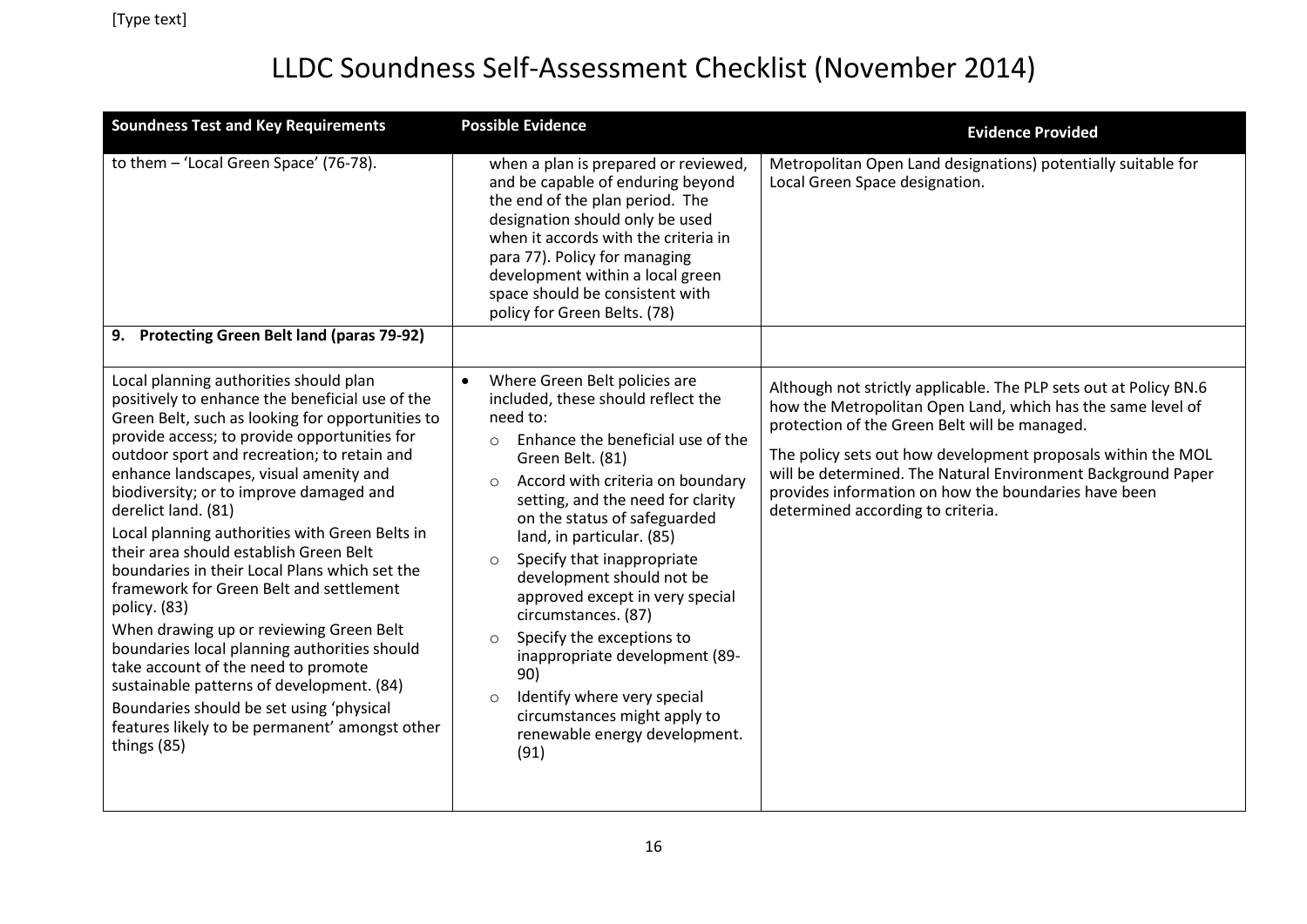# LLDC Soundness Self-Assessment Checklist (November 2014)

| Soundness Test and Key Requirements | Possible Evidence | Evidence Provided |
|---|---|---|
| to them – 'Local Green Space' (76-78). | when a plan is prepared or reviewed, and be capable of enduring beyond the end of the plan period. The designation should only be used when it accords with the criteria in para 77). Policy for managing development within a local green space should be consistent with policy for Green Belts. (78) | Metropolitan Open Land designations) potentially suitable for Local Green Space designation. |
| **9. Protecting Green Belt land (paras 79-92)** | | |
| Local planning authorities should plan positively to enhance the beneficial use of the Green Belt, such as looking for opportunities to provide access; to provide opportunities for outdoor sport and recreation; to retain and enhance landscapes, visual amenity and biodiversity; or to improve damaged and derelict land. (81)<br><br>Local planning authorities with Green Belts in their area should establish Green Belt boundaries in their Local Plans which set the framework for Green Belt and settlement policy. (83)<br><br>When drawing up or reviewing Green Belt boundaries local planning authorities should take account of the need to promote sustainable patterns of development. (84)<br><br>Boundaries should be set using 'physical features likely to be permanent' amongst other things (85) | • Where Green Belt policies are included, these should reflect the need to:<br>○ Enhance the beneficial use of the Green Belt. (81)<br>○ Accord with criteria on boundary setting, and the need for clarity on the status of safeguarded land, in particular. (85)<br>○ Specify that inappropriate development should not be approved except in very special circumstances. (87)<br>○ Specify the exceptions to inappropriate development (89-90)<br>○ Identify where very special circumstances might apply to renewable energy development. (91) | Although not strictly applicable. The PLP sets out at Policy BN.6 how the Metropolitan Open Land, which has the same level of protection of the Green Belt will be managed.<br><br>The policy sets out how development proposals within the MOL will be determined. The Natural Environment Background Paper provides information on how the boundaries have been determined according to criteria. |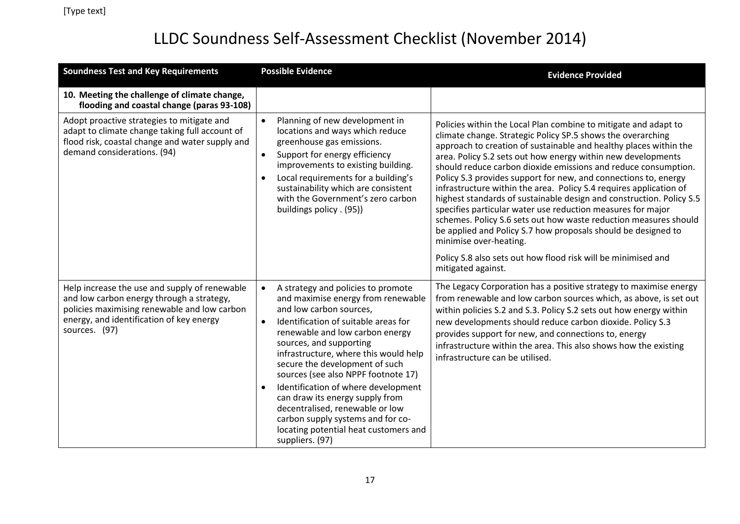# LLDC Soundness Self-Assessment Checklist (November 2014)

| Soundness Test and Key Requirements | Possible Evidence | Evidence Provided |
|---|---|---|
| **10. Meeting the challenge of climate change, flooding and coastal change (paras 93-108)** | | |
| Adopt proactive strategies to mitigate and adapt to climate change taking full account of flood risk, coastal change and water supply and demand considerations. (94) | • Planning of new development in locations and ways which reduce greenhouse gas emissions.<br>• Support for energy efficiency improvements to existing building.<br>• Local requirements for a building's sustainability which are consistent with the Government's zero carbon buildings policy . (95)) | Policies within the Local Plan combine to mitigate and adapt to climate change. Strategic Policy SP.5 shows the overarching approach to creation of sustainable and healthy places within the area. Policy S.2 sets out how energy within new developments should reduce carbon dioxide emissions and reduce consumption. Policy S.3 provides support for new, and connections to, energy infrastructure within the area. Policy S.4 requires application of highest standards of sustainable design and construction. Policy S.5 specifies particular water use reduction measures for major schemes. Policy S.6 sets out how waste reduction measures should be applied and Policy S.7 how proposals should be designed to minimise over-heating.<br><br>Policy S.8 also sets out how flood risk will be minimised and mitigated against. |
| Help increase the use and supply of renewable and low carbon energy through a strategy, policies maximising renewable and low carbon energy, and identification of key energy sources. (97) | • A strategy and policies to promote and maximise energy from renewable and low carbon sources,<br>• Identification of suitable areas for renewable and low carbon energy sources, and supporting infrastructure, where this would help secure the development of such sources (see also NPPF footnote 17)<br>• Identification of where development can draw its energy supply from decentralised, renewable or low carbon supply systems and for co-locating potential heat customers and suppliers. (97) | The Legacy Corporation has a positive strategy to maximise energy from renewable and low carbon sources which, as above, is set out within policies S.2 and S.3. Policy S.2 sets out how energy within new developments should reduce carbon dioxide. Policy S.3 provides support for new, and connections to, energy infrastructure within the area. This also shows how the existing infrastructure can be utilised. |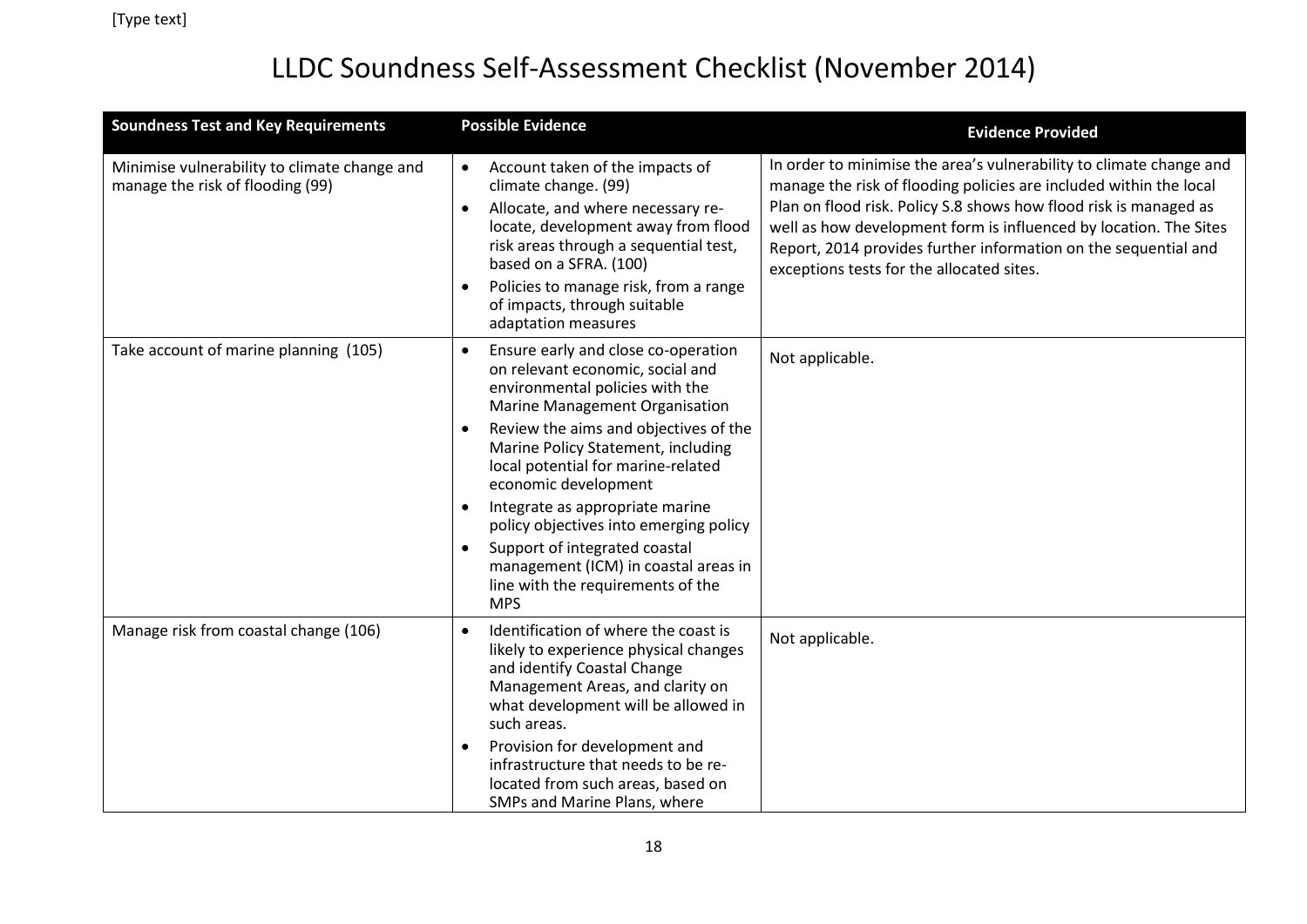# LLDC Soundness Self-Assessment Checklist (November 2014)

| Soundness Test and Key Requirements | Possible Evidence | Evidence Provided |
|---|---|---|
| Minimise vulnerability to climate change and manage the risk of flooding (99) | • Account taken of the impacts of climate change. (99)<br>• Allocate, and where necessary re-locate, development away from flood risk areas through a sequential test, based on a SFRA. (100)<br>• Policies to manage risk, from a range of impacts, through suitable adaptation measures | In order to minimise the area's vulnerability to climate change and manage the risk of flooding policies are included within the local Plan on flood risk. Policy S.8 shows how flood risk is managed as well as how development form is influenced by location. The Sites Report, 2014 provides further information on the sequential and exceptions tests for the allocated sites. |
| Take account of marine planning (105) | • Ensure early and close co-operation on relevant economic, social and environmental policies with the Marine Management Organisation<br>• Review the aims and objectives of the Marine Policy Statement, including local potential for marine-related economic development<br>• Integrate as appropriate marine policy objectives into emerging policy<br>• Support of integrated coastal management (ICM) in coastal areas in line with the requirements of the MPS | Not applicable. |
| Manage risk from coastal change (106) | • Identification of where the coast is likely to experience physical changes and identify Coastal Change Management Areas, and clarity on what development will be allowed in such areas.<br>• Provision for development and infrastructure that needs to be re-located from such areas, based on SMPs and Marine Plans, where | Not applicable. |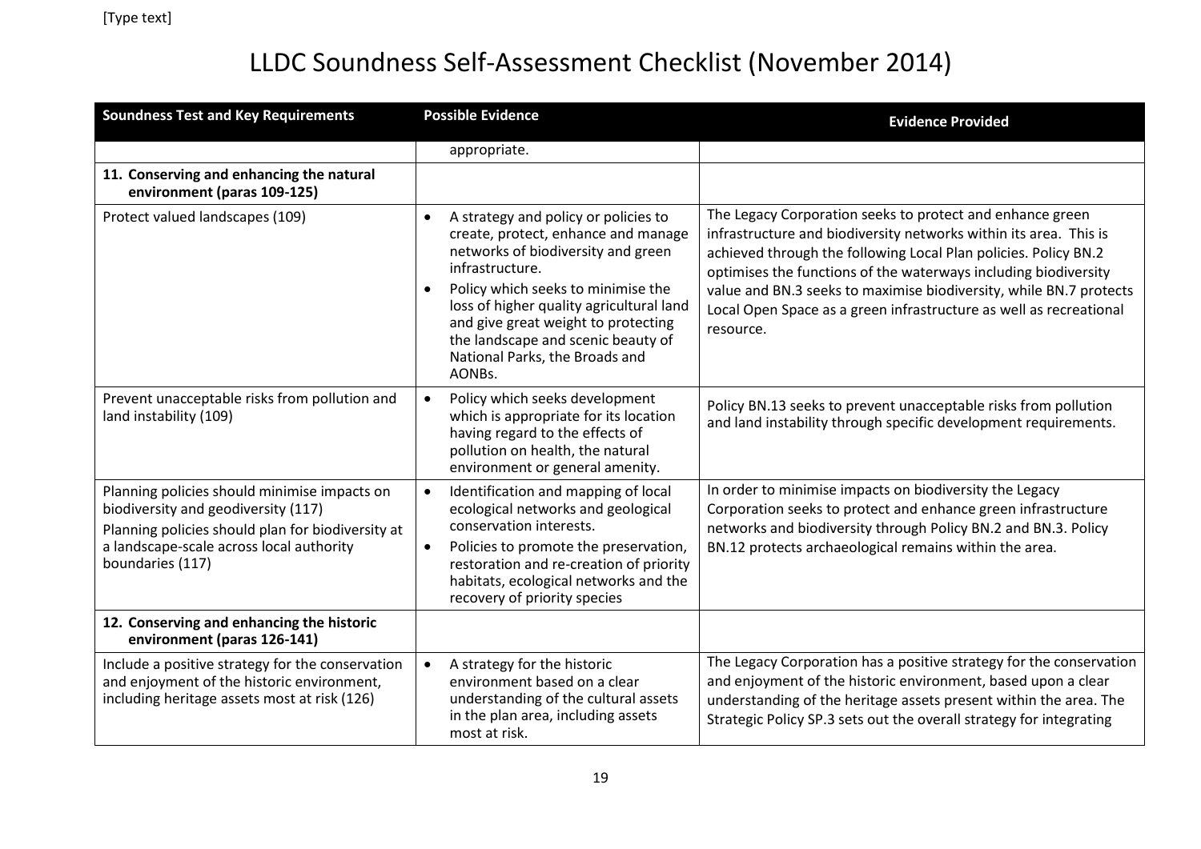[Type text]

# LLDC Soundness Self-Assessment Checklist (November 2014)

| Soundness Test and Key Requirements | Possible Evidence | Evidence Provided |
|---|---|---|
| | appropriate. | |
| **11. Conserving and enhancing the natural environment (paras 109-125)** | | |
| Protect valued landscapes (109) | • A strategy and policy or policies to create, protect, enhance and manage networks of biodiversity and green infrastructure.<br>• Policy which seeks to minimise the loss of higher quality agricultural land and give great weight to protecting the landscape and scenic beauty of National Parks, the Broads and AONBs. | The Legacy Corporation seeks to protect and enhance green infrastructure and biodiversity networks within its area. This is achieved through the following Local Plan policies. Policy BN.2 optimises the functions of the waterways including biodiversity value and BN.3 seeks to maximise biodiversity, while BN.7 protects Local Open Space as a green infrastructure as well as recreational resource. |
| Prevent unacceptable risks from pollution and land instability (109) | • Policy which seeks development which is appropriate for its location having regard to the effects of pollution on health, the natural environment or general amenity. | Policy BN.13 seeks to prevent unacceptable risks from pollution and land instability through specific development requirements. |
| Planning policies should minimise impacts on biodiversity and geodiversity (117)<br>Planning policies should plan for biodiversity at a landscape-scale across local authority boundaries (117) | • Identification and mapping of local ecological networks and geological conservation interests.<br>• Policies to promote the preservation, restoration and re-creation of priority habitats, ecological networks and the recovery of priority species | In order to minimise impacts on biodiversity the Legacy Corporation seeks to protect and enhance green infrastructure networks and biodiversity through Policy BN.2 and BN.3. Policy BN.12 protects archaeological remains within the area. |
| **12. Conserving and enhancing the historic environment (paras 126-141)** | | |
| Include a positive strategy for the conservation and enjoyment of the historic environment, including heritage assets most at risk (126) | • A strategy for the historic environment based on a clear understanding of the cultural assets in the plan area, including assets most at risk. | The Legacy Corporation has a positive strategy for the conservation and enjoyment of the historic environment, based upon a clear understanding of the heritage assets present within the area. The Strategic Policy SP.3 sets out the overall strategy for integrating |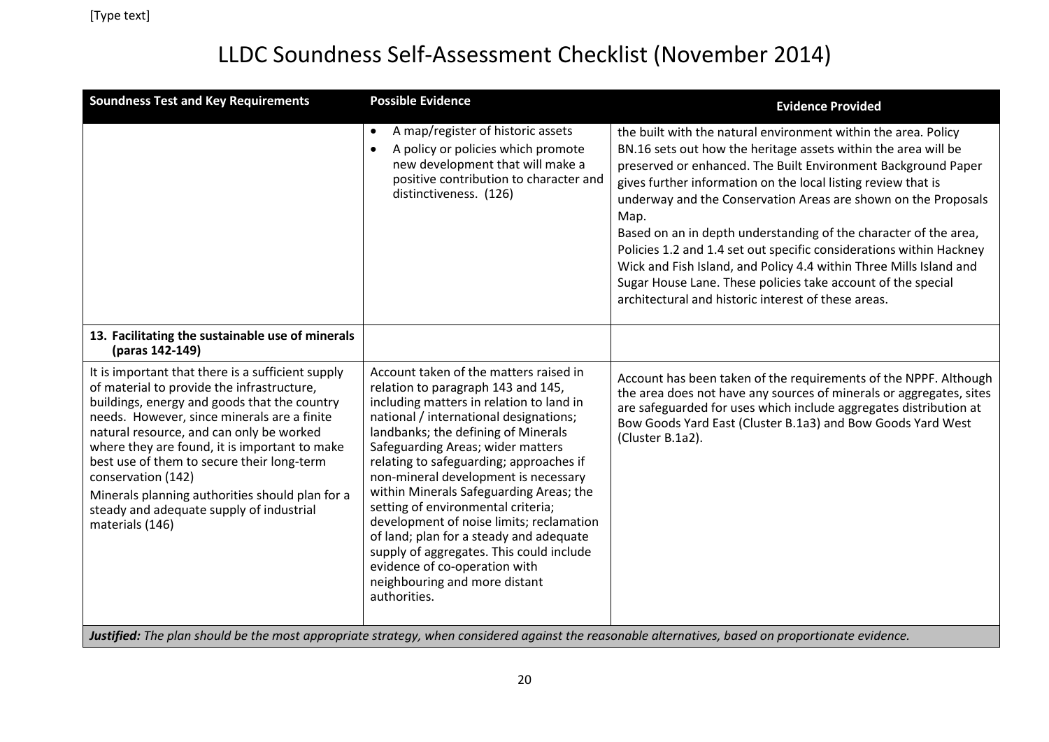# LLDC Soundness Self-Assessment Checklist (November 2014)

| Soundness Test and Key Requirements | Possible Evidence | Evidence Provided |
|---|---|---|
| | • A map/register of historic assets<br>• A policy or policies which promote new development that will make a positive contribution to character and distinctiveness. (126) | the built with the natural environment within the area. Policy BN.16 sets out how the heritage assets within the area will be preserved or enhanced. The Built Environment Background Paper gives further information on the local listing review that is underway and the Conservation Areas are shown on the Proposals Map.<br>Based on an in depth understanding of the character of the area, Policies 1.2 and 1.4 set out specific considerations within Hackney Wick and Fish Island, and Policy 4.4 within Three Mills Island and Sugar House Lane. These policies take account of the special architectural and historic interest of these areas. |
| **13. Facilitating the sustainable use of minerals (paras 142-149)** | | |
| It is important that there is a sufficient supply of material to provide the infrastructure, buildings, energy and goods that the country needs. However, since minerals are a finite natural resource, and can only be worked where they are found, it is important to make best use of them to secure their long-term conservation (142)<br>Minerals planning authorities should plan for a steady and adequate supply of industrial materials (146) | Account taken of the matters raised in relation to paragraph 143 and 145, including matters in relation to land in national / international designations; landbanks; the defining of Minerals Safeguarding Areas; wider matters relating to safeguarding; approaches if non-mineral development is necessary within Minerals Safeguarding Areas; the setting of environmental criteria; development of noise limits; reclamation of land; plan for a steady and adequate supply of aggregates. This could include evidence of co-operation with neighbouring and more distant authorities. | Account has been taken of the requirements of the NPPF. Although the area does not have any sources of minerals or aggregates, sites are safeguarded for uses which include aggregates distribution at Bow Goods Yard East (Cluster B.1a3) and Bow Goods Yard West (Cluster B.1a2). |
| ***Justified:*** *The plan should be the most appropriate strategy, when considered against the reasonable alternatives, based on proportionate evidence.* | | |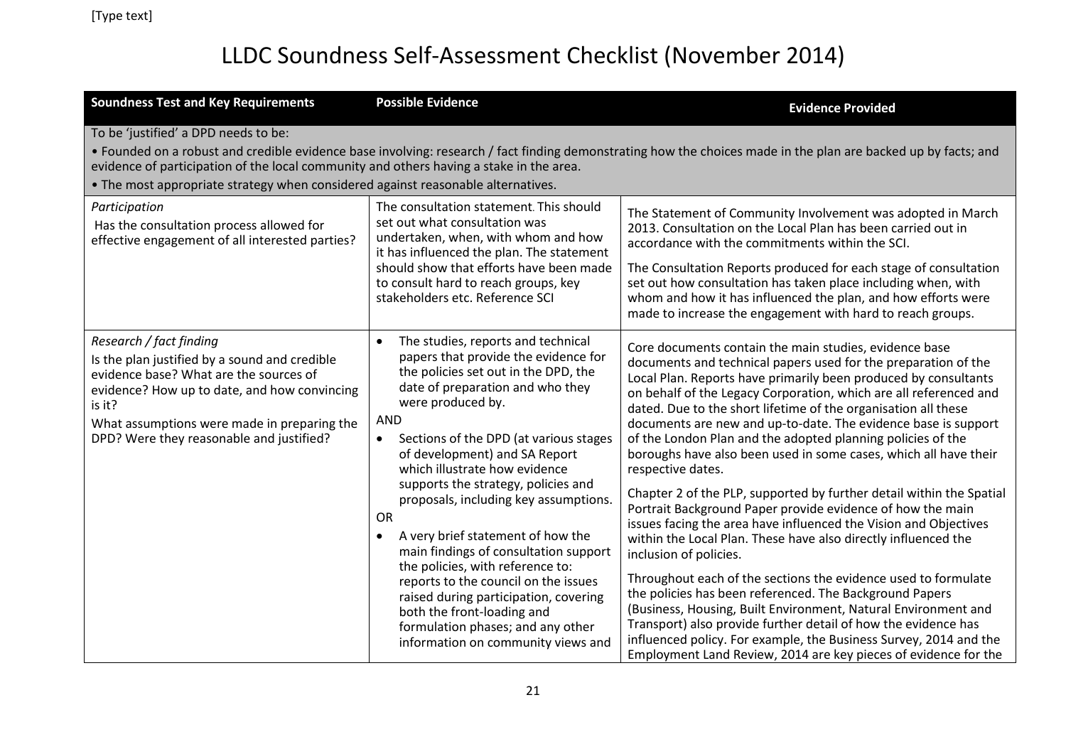# LLDC Soundness Self-Assessment Checklist (November 2014)

| Soundness Test and Key Requirements | Possible Evidence | Evidence Provided |
|---|---|---|
| To be 'justified' a DPD needs to be:<br>• Founded on a robust and credible evidence base involving: research / fact finding demonstrating how the choices made in the plan are backed up by facts; and evidence of participation of the local community and others having a stake in the area.<br>• The most appropriate strategy when considered against reasonable alternatives. | | |
| *Participation*<br>Has the consultation process allowed for effective engagement of all interested parties? | The consultation statement. This should set out what consultation was undertaken, when, with whom and how it has influenced the plan. The statement should show that efforts have been made to consult hard to reach groups, key stakeholders etc. Reference SCI | The Statement of Community Involvement was adopted in March 2013. Consultation on the Local Plan has been carried out in accordance with the commitments within the SCI.<br><br>The Consultation Reports produced for each stage of consultation set out how consultation has taken place including when, with whom and how it has influenced the plan, and how efforts were made to increase the engagement with hard to reach groups. |
| *Research / fact finding*<br>Is the plan justified by a sound and credible evidence base? What are the sources of evidence? How up to date, and how convincing is it?<br>What assumptions were made in preparing the DPD? Were they reasonable and justified? | • The studies, reports and technical papers that provide the evidence for the policies set out in the DPD, the date of preparation and who they were produced by.<br>AND<br>• Sections of the DPD (at various stages of development) and SA Report which illustrate how evidence supports the strategy, policies and proposals, including key assumptions.<br>OR<br>• A very brief statement of how the main findings of consultation support the policies, with reference to: reports to the council on the issues raised during participation, covering both the front-loading and formulation phases; and any other information on community views and | Core documents contain the main studies, evidence base documents and technical papers used for the preparation of the Local Plan. Reports have primarily been produced by consultants on behalf of the Legacy Corporation, which are all referenced and dated. Due to the short lifetime of the organisation all these documents are new and up-to-date. The evidence base is support of the London Plan and the adopted planning policies of the boroughs have also been used in some cases, which all have their respective dates.<br><br>Chapter 2 of the PLP, supported by further detail within the Spatial Portrait Background Paper provide evidence of how the main issues facing the area have influenced the Vision and Objectives within the Local Plan. These have also directly influenced the inclusion of policies.<br><br>Throughout each of the sections the evidence used to formulate the policies has been referenced. The Background Papers (Business, Housing, Built Environment, Natural Environment and Transport) also provide further detail of how the evidence has influenced policy. For example, the Business Survey, 2014 and the Employment Land Review, 2014 are key pieces of evidence for the |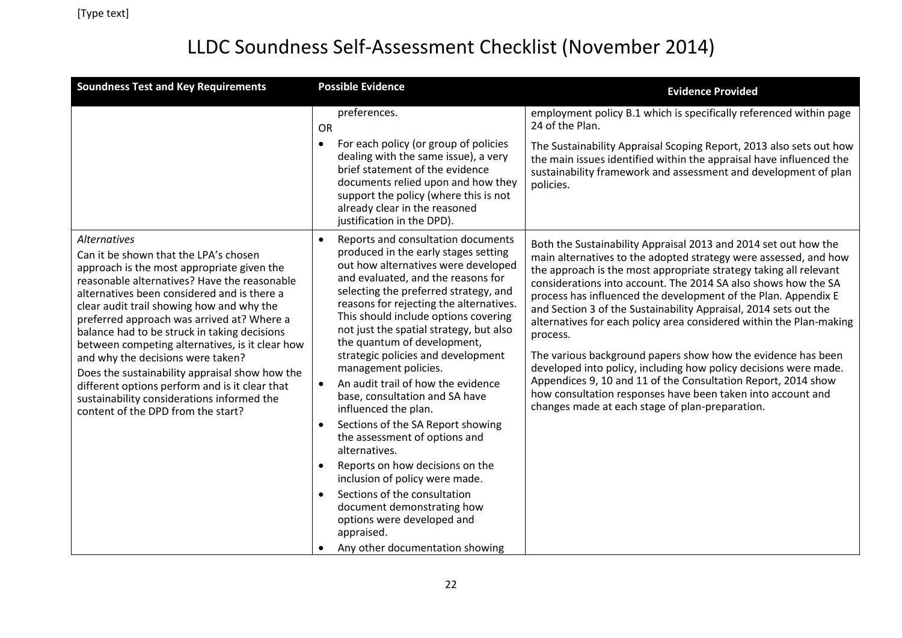# LLDC Soundness Self-Assessment Checklist (November 2014)

| Soundness Test and Key Requirements | Possible Evidence | Evidence Provided |
|---|---|---|
| | preferences.<br>OR<br>• For each policy (or group of policies dealing with the same issue), a very brief statement of the evidence documents relied upon and how they support the policy (where this is not already clear in the reasoned justification in the DPD). | employment policy B.1 which is specifically referenced within page 24 of the Plan.<br><br>The Sustainability Appraisal Scoping Report, 2013 also sets out how the main issues identified within the appraisal have influenced the sustainability framework and assessment and development of plan policies. |
| *Alternatives*<br>Can it be shown that the LPA's chosen approach is the most appropriate given the reasonable alternatives? Have the reasonable alternatives been considered and is there a clear audit trail showing how and why the preferred approach was arrived at? Where a balance had to be struck in taking decisions between competing alternatives, is it clear how and why the decisions were taken?<br>Does the sustainability appraisal show how the different options perform and is it clear that sustainability considerations informed the content of the DPD from the start? | • Reports and consultation documents produced in the early stages setting out how alternatives were developed and evaluated, and the reasons for selecting the preferred strategy, and reasons for rejecting the alternatives. This should include options covering not just the spatial strategy, but also the quantum of development, strategic policies and development management policies.<br>• An audit trail of how the evidence base, consultation and SA have influenced the plan.<br>• Sections of the SA Report showing the assessment of options and alternatives.<br>• Reports on how decisions on the inclusion of policy were made.<br>• Sections of the consultation document demonstrating how options were developed and appraised.<br>• Any other documentation showing | Both the Sustainability Appraisal 2013 and 2014 set out how the main alternatives to the adopted strategy were assessed, and how the approach is the most appropriate strategy taking all relevant considerations into account. The 2014 SA also shows how the SA process has influenced the development of the Plan. Appendix E and Section 3 of the Sustainability Appraisal, 2014 sets out the alternatives for each policy area considered within the Plan-making process.<br><br>The various background papers show how the evidence has been developed into policy, including how policy decisions were made. Appendices 9, 10 and 11 of the Consultation Report, 2014 show how consultation responses have been taken into account and changes made at each stage of plan-preparation. |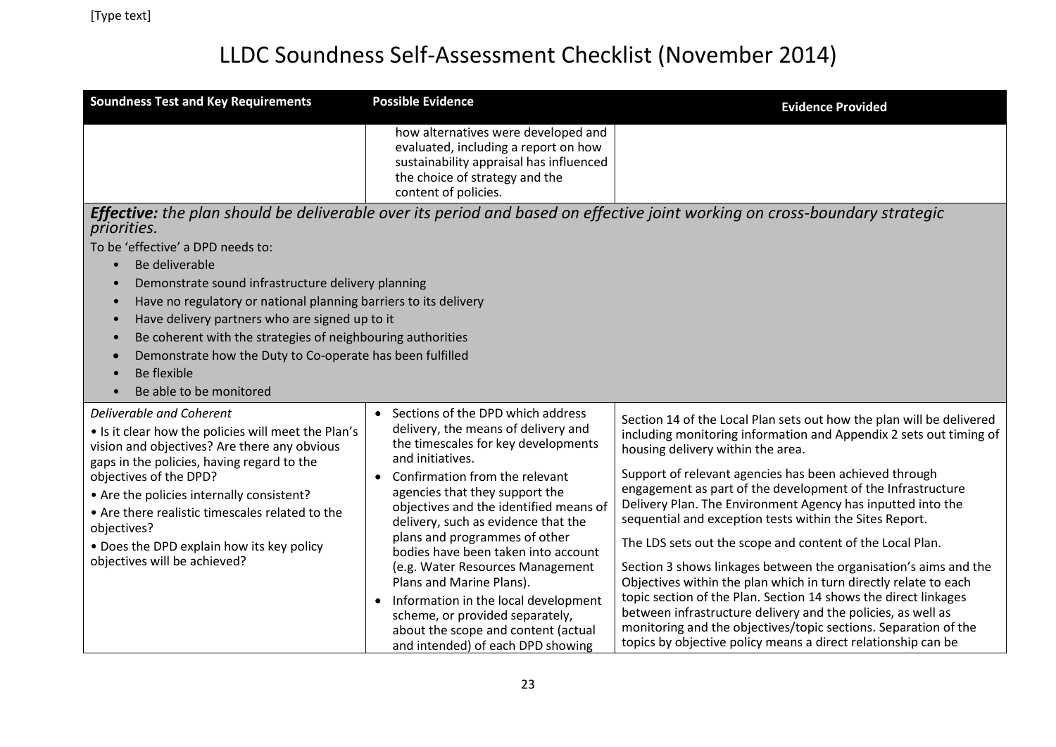# LLDC Soundness Self-Assessment Checklist (November 2014)

| Soundness Test and Key Requirements | Possible Evidence | Evidence Provided |
|---|---|---|
| | how alternatives were developed and evaluated, including a report on how sustainability appraisal has influenced the choice of strategy and the content of policies. | |
| ***Effective:*** *the plan should be deliverable over its period and based on effective joint working on cross-boundary strategic priorities.*<br><br>To be 'effective' a DPD needs to:<br>• Be deliverable<br>• Demonstrate sound infrastructure delivery planning<br>• Have no regulatory or national planning barriers to its delivery<br>• Have delivery partners who are signed up to it<br>• Be coherent with the strategies of neighbouring authorities<br>• Demonstrate how the Duty to Co-operate has been fulfilled<br>• Be flexible<br>• Be able to be monitored | | |
| *Deliverable and Coherent*<br>• Is it clear how the policies will meet the Plan's vision and objectives? Are there any obvious gaps in the policies, having regard to the objectives of the DPD?<br>• Are the policies internally consistent?<br>• Are there realistic timescales related to the objectives?<br>• Does the DPD explain how its key policy objectives will be achieved? | • Sections of the DPD which address delivery, the means of delivery and the timescales for key developments and initiatives.<br>• Confirmation from the relevant agencies that they support the objectives and the identified means of delivery, such as evidence that the plans and programmes of other bodies have been taken into account (e.g. Water Resources Management Plans and Marine Plans).<br>• Information in the local development scheme, or provided separately, about the scope and content (actual and intended) of each DPD showing | Section 14 of the Local Plan sets out how the plan will be delivered including monitoring information and Appendix 2 sets out timing of housing delivery within the area.<br><br>Support of relevant agencies has been achieved through engagement as part of the development of the Infrastructure Delivery Plan. The Environment Agency has inputted into the sequential and exception tests within the Sites Report.<br><br>The LDS sets out the scope and content of the Local Plan.<br><br>Section 3 shows linkages between the organisation's aims and the Objectives within the plan which in turn directly relate to each topic section of the Plan. Section 14 shows the direct linkages between infrastructure delivery and the policies, as well as monitoring and the objectives/topic sections. Separation of the topics by objective policy means a direct relationship can be |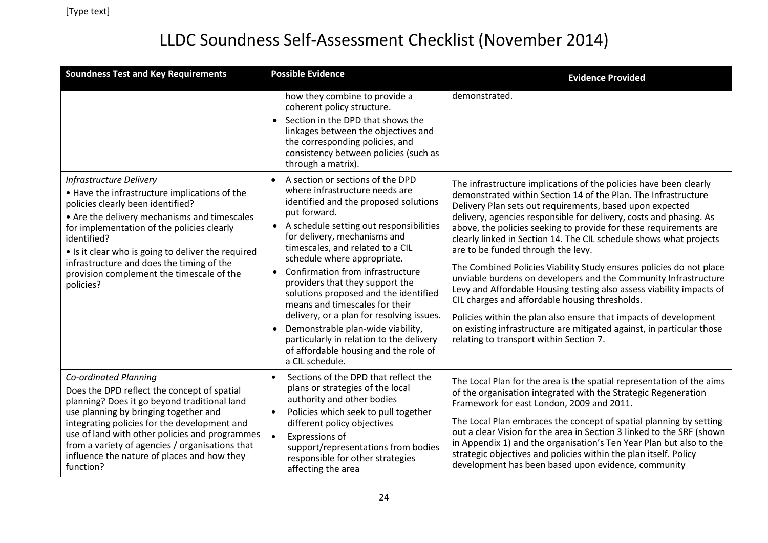# LLDC Soundness Self-Assessment Checklist (November 2014)

| Soundness Test and Key Requirements | Possible Evidence | Evidence Provided |
|---|---|---|
| | how they combine to provide a coherent policy structure.<br>• Section in the DPD that shows the linkages between the objectives and the corresponding policies, and consistency between policies (such as through a matrix). | demonstrated. |
| *Infrastructure Delivery*<br>• Have the infrastructure implications of the policies clearly been identified?<br>• Are the delivery mechanisms and timescales for implementation of the policies clearly identified?<br>• Is it clear who is going to deliver the required infrastructure and does the timing of the provision complement the timescale of the policies? | • A section or sections of the DPD where infrastructure needs are identified and the proposed solutions put forward.<br>• A schedule setting out responsibilities for delivery, mechanisms and timescales, and related to a CIL schedule where appropriate.<br>• Confirmation from infrastructure providers that they support the solutions proposed and the identified means and timescales for their delivery, or a plan for resolving issues.<br>• Demonstrable plan-wide viability, particularly in relation to the delivery of affordable housing and the role of a CIL schedule. | The infrastructure implications of the policies have been clearly demonstrated within Section 14 of the Plan. The Infrastructure Delivery Plan sets out requirements, based upon expected delivery, agencies responsible for delivery, costs and phasing. As above, the policies seeking to provide for these requirements are clearly linked in Section 14. The CIL schedule shows what projects are to be funded through the levy.<br><br>The Combined Policies Viability Study ensures policies do not place unviable burdens on developers and the Community Infrastructure Levy and Affordable Housing testing also assess viability impacts of CIL charges and affordable housing thresholds.<br><br>Policies within the plan also ensure that impacts of development on existing infrastructure are mitigated against, in particular those relating to transport within Section 7. |
| *Co-ordinated Planning*<br>Does the DPD reflect the concept of spatial planning? Does it go beyond traditional land use planning by bringing together and integrating policies for the development and use of land with other policies and programmes from a variety of agencies / organisations that influence the nature of places and how they function? | • Sections of the DPD that reflect the plans or strategies of the local authority and other bodies<br>• Policies which seek to pull together different policy objectives<br>• Expressions of support/representations from bodies responsible for other strategies affecting the area | The Local Plan for the area is the spatial representation of the aims of the organisation integrated with the Strategic Regeneration Framework for east London, 2009 and 2011.<br><br>The Local Plan embraces the concept of spatial planning by setting out a clear Vision for the area in Section 3 linked to the SRF (shown in Appendix 1) and the organisation's Ten Year Plan but also to the strategic objectives and policies within the plan itself. Policy development has been based upon evidence, community |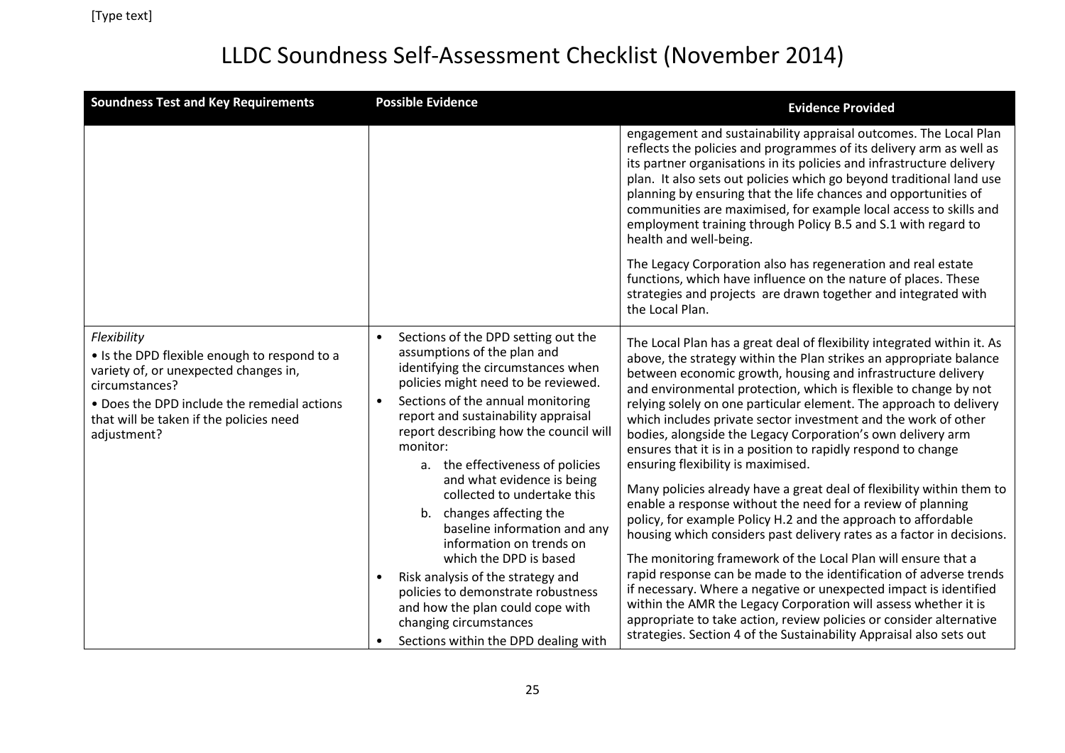# LLDC Soundness Self-Assessment Checklist (November 2014)

| Soundness Test and Key Requirements | Possible Evidence | Evidence Provided |
| --- | --- | --- |
| | | engagement and sustainability appraisal outcomes. The Local Plan reflects the policies and programmes of its delivery arm as well as its partner organisations in its policies and infrastructure delivery plan. It also sets out policies which go beyond traditional land use planning by ensuring that the life chances and opportunities of communities are maximised, for example local access to skills and employment training through Policy B.5 and S.1 with regard to health and well-being.<br><br>The Legacy Corporation also has regeneration and real estate functions, which have influence on the nature of places. These strategies and projects are drawn together and integrated with the Local Plan. |
| *Flexibility*<br>• Is the DPD flexible enough to respond to a variety of, or unexpected changes in, circumstances?<br>• Does the DPD include the remedial actions that will be taken if the policies need adjustment? | • Sections of the DPD setting out the assumptions of the plan and identifying the circumstances when policies might need to be reviewed.<br>• Sections of the annual monitoring report and sustainability appraisal report describing how the council will monitor:<br>a. the effectiveness of policies and what evidence is being collected to undertake this<br>b. changes affecting the baseline information and any information on trends on which the DPD is based<br>• Risk analysis of the strategy and policies to demonstrate robustness and how the plan could cope with changing circumstances<br>• Sections within the DPD dealing with | The Local Plan has a great deal of flexibility integrated within it. As above, the strategy within the Plan strikes an appropriate balance between economic growth, housing and infrastructure delivery and environmental protection, which is flexible to change by not relying solely on one particular element. The approach to delivery which includes private sector investment and the work of other bodies, alongside the Legacy Corporation's own delivery arm ensures that it is in a position to rapidly respond to change ensuring flexibility is maximised.<br><br>Many policies already have a great deal of flexibility within them to enable a response without the need for a review of planning policy, for example Policy H.2 and the approach to affordable housing which considers past delivery rates as a factor in decisions.<br><br>The monitoring framework of the Local Plan will ensure that a rapid response can be made to the identification of adverse trends if necessary. Where a negative or unexpected impact is identified within the AMR the Legacy Corporation will assess whether it is appropriate to take action, review policies or consider alternative strategies. Section 4 of the Sustainability Appraisal also sets out |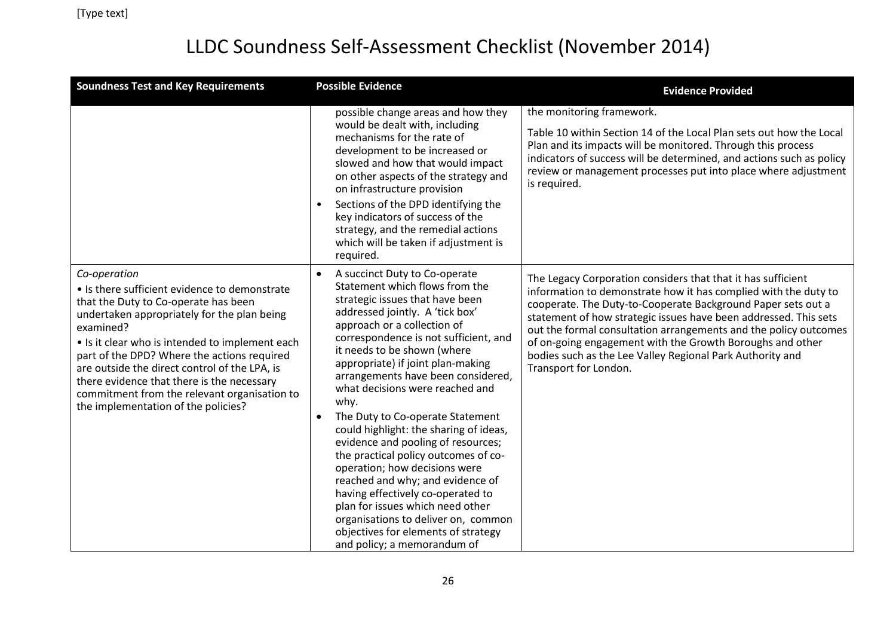# LLDC Soundness Self-Assessment Checklist (November 2014)

| Soundness Test and Key Requirements | Possible Evidence | Evidence Provided |
| --- | --- | --- |
| | possible change areas and how they would be dealt with, including mechanisms for the rate of development to be increased or slowed and how that would impact on other aspects of the strategy and on infrastructure provision<br>• Sections of the DPD identifying the key indicators of success of the strategy, and the remedial actions which will be taken if adjustment is required. | the monitoring framework.<br><br>Table 10 within Section 14 of the Local Plan sets out how the Local Plan and its impacts will be monitored. Through this process indicators of success will be determined, and actions such as policy review or management processes put into place where adjustment is required. |
| *Co-operation*<br>• Is there sufficient evidence to demonstrate that the Duty to Co-operate has been undertaken appropriately for the plan being examined?<br>• Is it clear who is intended to implement each part of the DPD? Where the actions required are outside the direct control of the LPA, is there evidence that there is the necessary commitment from the relevant organisation to the implementation of the policies? | • A succinct Duty to Co-operate Statement which flows from the strategic issues that have been addressed jointly. A 'tick box' approach or a collection of correspondence is not sufficient, and it needs to be shown (where appropriate) if joint plan-making arrangements have been considered, what decisions were reached and why.<br>• The Duty to Co-operate Statement could highlight: the sharing of ideas, evidence and pooling of resources; the practical policy outcomes of co-operation; how decisions were reached and why; and evidence of having effectively co-operated to plan for issues which need other organisations to deliver on, common objectives for elements of strategy and policy; a memorandum of | The Legacy Corporation considers that that it has sufficient information to demonstrate how it has complied with the duty to cooperate. The Duty-to-Cooperate Background Paper sets out a statement of how strategic issues have been addressed. This sets out the formal consultation arrangements and the policy outcomes of on-going engagement with the Growth Boroughs and other bodies such as the Lee Valley Regional Park Authority and Transport for London. |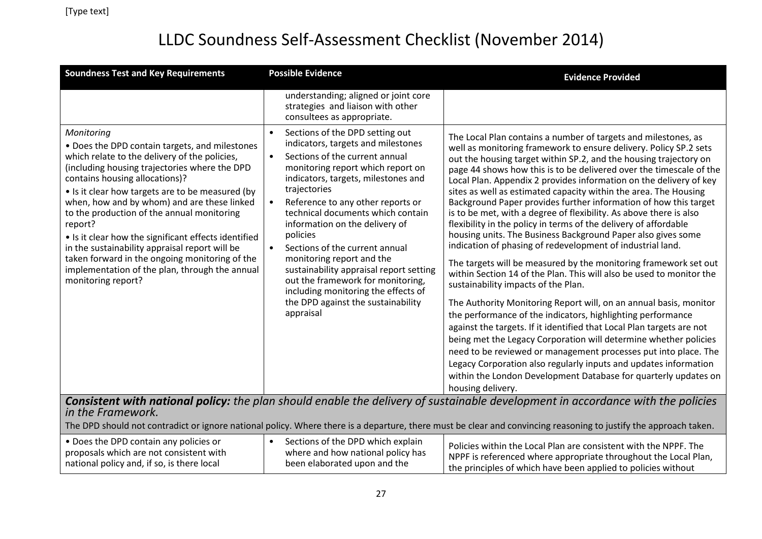# LLDC Soundness Self-Assessment Checklist (November 2014)

| Soundness Test and Key Requirements | Possible Evidence | Evidence Provided |
|---|---|---|
| | understanding; aligned or joint core strategies and liaison with other consultees as appropriate. | |
| *Monitoring*<br>• Does the DPD contain targets, and milestones which relate to the delivery of the policies, (including housing trajectories where the DPD contains housing allocations)?<br>• Is it clear how targets are to be measured (by when, how and by whom) and are these linked to the production of the annual monitoring report?<br>• Is it clear how the significant effects identified in the sustainability appraisal report will be taken forward in the ongoing monitoring of the implementation of the plan, through the annual monitoring report? | • Sections of the DPD setting out indicators, targets and milestones<br>• Sections of the current annual monitoring report which report on indicators, targets, milestones and trajectories<br>• Reference to any other reports or technical documents which contain information on the delivery of policies<br>• Sections of the current annual monitoring report and the sustainability appraisal report setting out the framework for monitoring, including monitoring the effects of the DPD against the sustainability appraisal | The Local Plan contains a number of targets and milestones, as well as monitoring framework to ensure delivery. Policy SP.2 sets out the housing target within SP.2, and the housing trajectory on page 44 shows how this is to be delivered over the timescale of the Local Plan. Appendix 2 provides information on the delivery of key sites as well as estimated capacity within the area. The Housing Background Paper provides further information of how this target is to be met, with a degree of flexibility. As above there is also flexibility in the policy in terms of the delivery of affordable housing units. The Business Background Paper also gives some indication of phasing of redevelopment of industrial land.<br><br>The targets will be measured by the monitoring framework set out within Section 14 of the Plan. This will also be used to monitor the sustainability impacts of the Plan.<br><br>The Authority Monitoring Report will, on an annual basis, monitor the performance of the indicators, highlighting performance against the targets. If it identified that Local Plan targets are not being met the Legacy Corporation will determine whether policies need to be reviewed or management processes put into place. The Legacy Corporation also regularly inputs and updates information within the London Development Database for quarterly updates on housing delivery. |
| ***Consistent with national policy:*** *the plan should enable the delivery of sustainable development in accordance with the policies in the Framework.*<br>The DPD should not contradict or ignore national policy. Where there is a departure, there must be clear and convincing reasoning to justify the approach taken. | | |
| • Does the DPD contain any policies or proposals which are not consistent with national policy and, if so, is there local | • Sections of the DPD which explain where and how national policy has been elaborated upon and the | Policies within the Local Plan are consistent with the NPPF. The NPPF is referenced where appropriate throughout the Local Plan, the principles of which have been applied to policies without |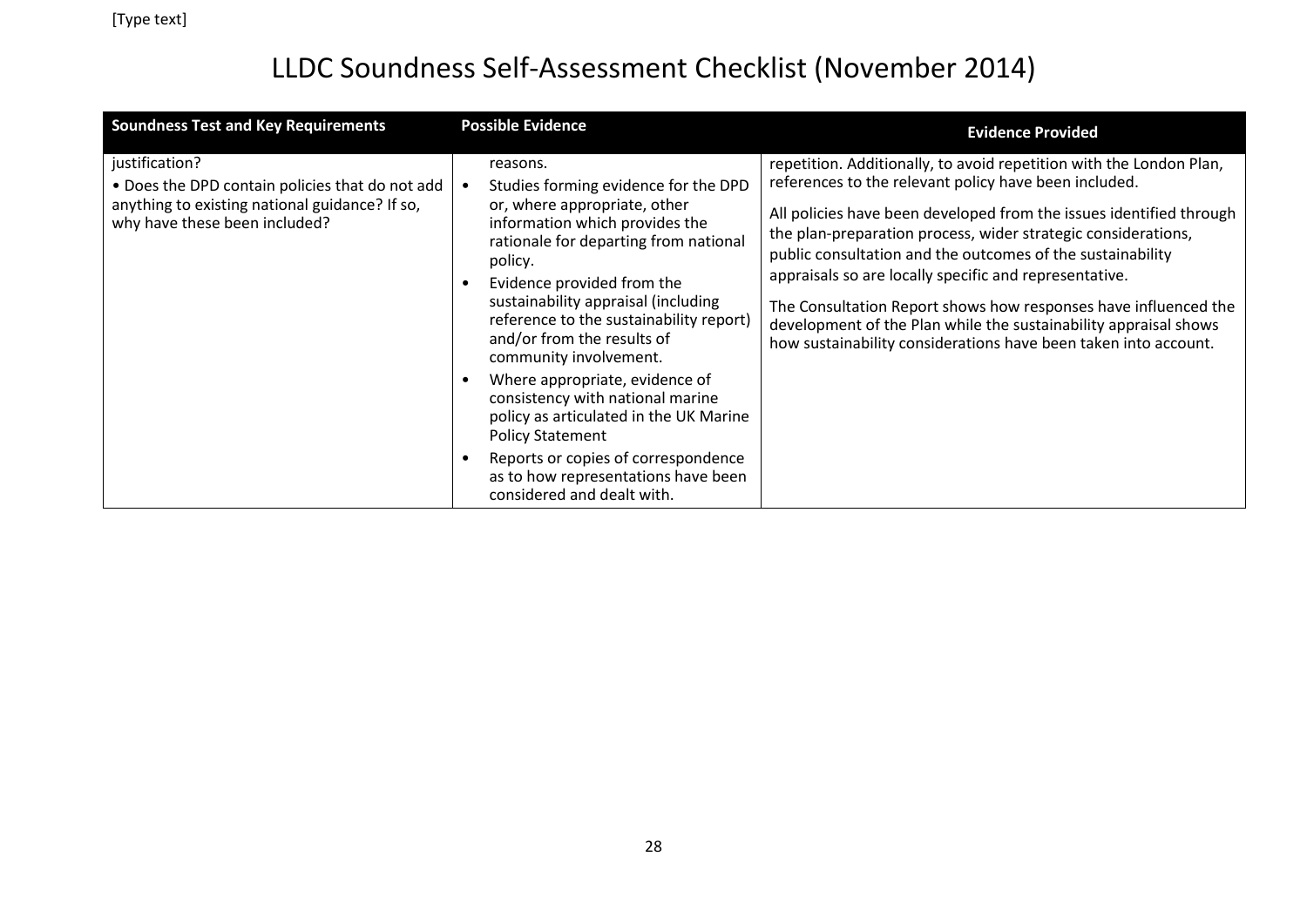# LLDC Soundness Self-Assessment Checklist (November 2014)

| Soundness Test and Key Requirements | Possible Evidence | Evidence Provided |
|---|---|---|
| justification?<br>• Does the DPD contain policies that do not add anything to existing national guidance? If so, why have these been included? | reasons.<br>• Studies forming evidence for the DPD or, where appropriate, other information which provides the rationale for departing from national policy.<br>• Evidence provided from the sustainability appraisal (including reference to the sustainability report) and/or from the results of community involvement.<br>• Where appropriate, evidence of consistency with national marine policy as articulated in the UK Marine Policy Statement<br>• Reports or copies of correspondence as to how representations have been considered and dealt with. | repetition. Additionally, to avoid repetition with the London Plan, references to the relevant policy have been included.<br><br>All policies have been developed from the issues identified through the plan-preparation process, wider strategic considerations, public consultation and the outcomes of the sustainability appraisals so are locally specific and representative.<br><br>The Consultation Report shows how responses have influenced the development of the Plan while the sustainability appraisal shows how sustainability considerations have been taken into account. |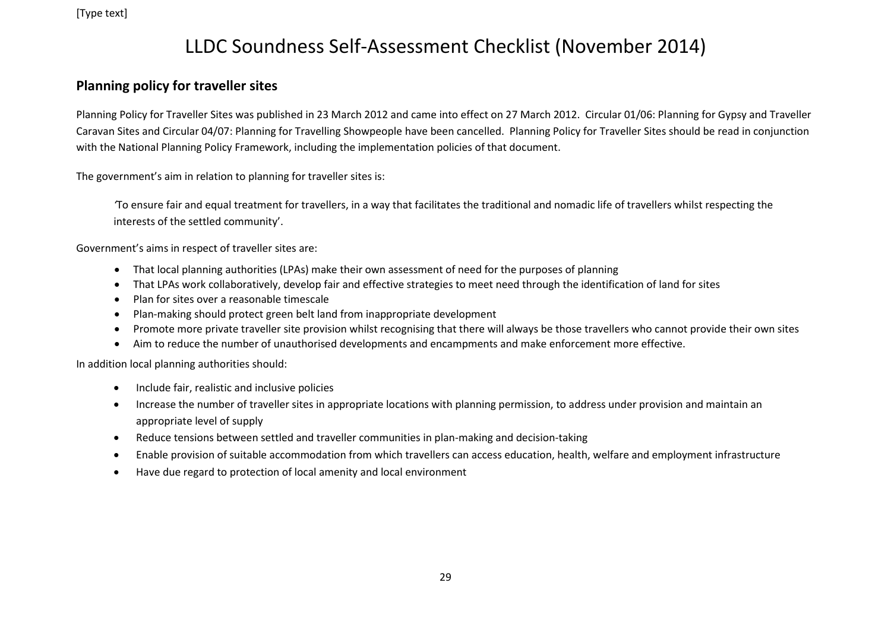# LLDC Soundness Self-Assessment Checklist (November 2014)

## Planning policy for traveller sites

Planning Policy for Traveller Sites was published in 23 March 2012 and came into effect on 27 March 2012. Circular 01/06: Planning for Gypsy and Traveller Caravan Sites and Circular 04/07: Planning for Travelling Showpeople have been cancelled. Planning Policy for Traveller Sites should be read in conjunction with the National Planning Policy Framework, including the implementation policies of that document.

The government's aim in relation to planning for traveller sites is:

> *'*To ensure fair and equal treatment for travellers, in a way that facilitates the traditional and nomadic life of travellers whilst respecting the interests of the settled community'.

Government's aims in respect of traveller sites are:

- That local planning authorities (LPAs) make their own assessment of need for the purposes of planning
- That LPAs work collaboratively, develop fair and effective strategies to meet need through the identification of land for sites
- Plan for sites over a reasonable timescale
- Plan-making should protect green belt land from inappropriate development
- Promote more private traveller site provision whilst recognising that there will always be those travellers who cannot provide their own sites
- Aim to reduce the number of unauthorised developments and encampments and make enforcement more effective.

In addition local planning authorities should:

- Include fair, realistic and inclusive policies
- Increase the number of traveller sites in appropriate locations with planning permission, to address under provision and maintain an appropriate level of supply
- Reduce tensions between settled and traveller communities in plan-making and decision-taking
- Enable provision of suitable accommodation from which travellers can access education, health, welfare and employment infrastructure
- Have due regard to protection of local amenity and local environment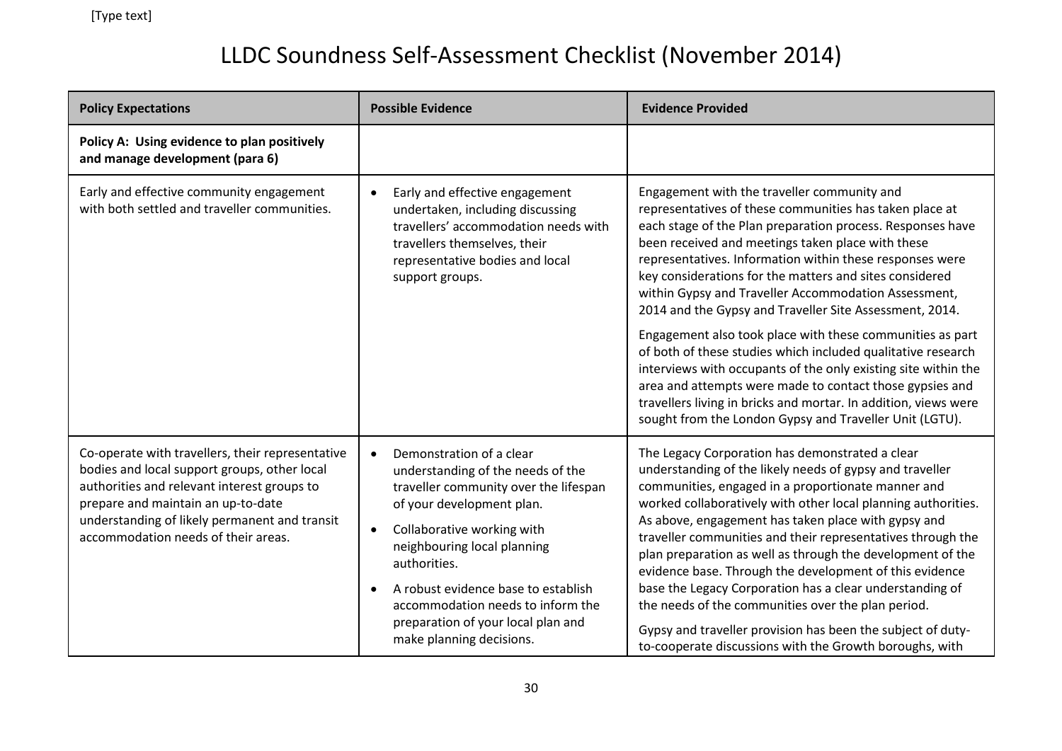# LLDC Soundness Self-Assessment Checklist (November 2014)

| Policy Expectations | Possible Evidence | Evidence Provided |
|---|---|---|
| **Policy A: Using evidence to plan positively and manage development (para 6)** | | |
| Early and effective community engagement with both settled and traveller communities. | • Early and effective engagement undertaken, including discussing travellers' accommodation needs with travellers themselves, their representative bodies and local support groups. | Engagement with the traveller community and representatives of these communities has taken place at each stage of the Plan preparation process. Responses have been received and meetings taken place with these representatives. Information within these responses were key considerations for the matters and sites considered within Gypsy and Traveller Accommodation Assessment, 2014 and the Gypsy and Traveller Site Assessment, 2014.<br><br>Engagement also took place with these communities as part of both of these studies which included qualitative research interviews with occupants of the only existing site within the area and attempts were made to contact those gypsies and travellers living in bricks and mortar. In addition, views were sought from the London Gypsy and Traveller Unit (LGTU). |
| Co-operate with travellers, their representative bodies and local support groups, other local authorities and relevant interest groups to prepare and maintain an up-to-date understanding of likely permanent and transit accommodation needs of their areas. | • Demonstration of a clear understanding of the needs of the traveller community over the lifespan of your development plan.<br>• Collaborative working with neighbouring local planning authorities.<br>• A robust evidence base to establish accommodation needs to inform the preparation of your local plan and make planning decisions. | The Legacy Corporation has demonstrated a clear understanding of the likely needs of gypsy and traveller communities, engaged in a proportionate manner and worked collaboratively with other local planning authorities. As above, engagement has taken place with gypsy and traveller communities and their representatives through the plan preparation as well as through the development of the evidence base. Through the development of this evidence base the Legacy Corporation has a clear understanding of the needs of the communities over the plan period.<br><br>Gypsy and traveller provision has been the subject of duty-to-cooperate discussions with the Growth boroughs, with |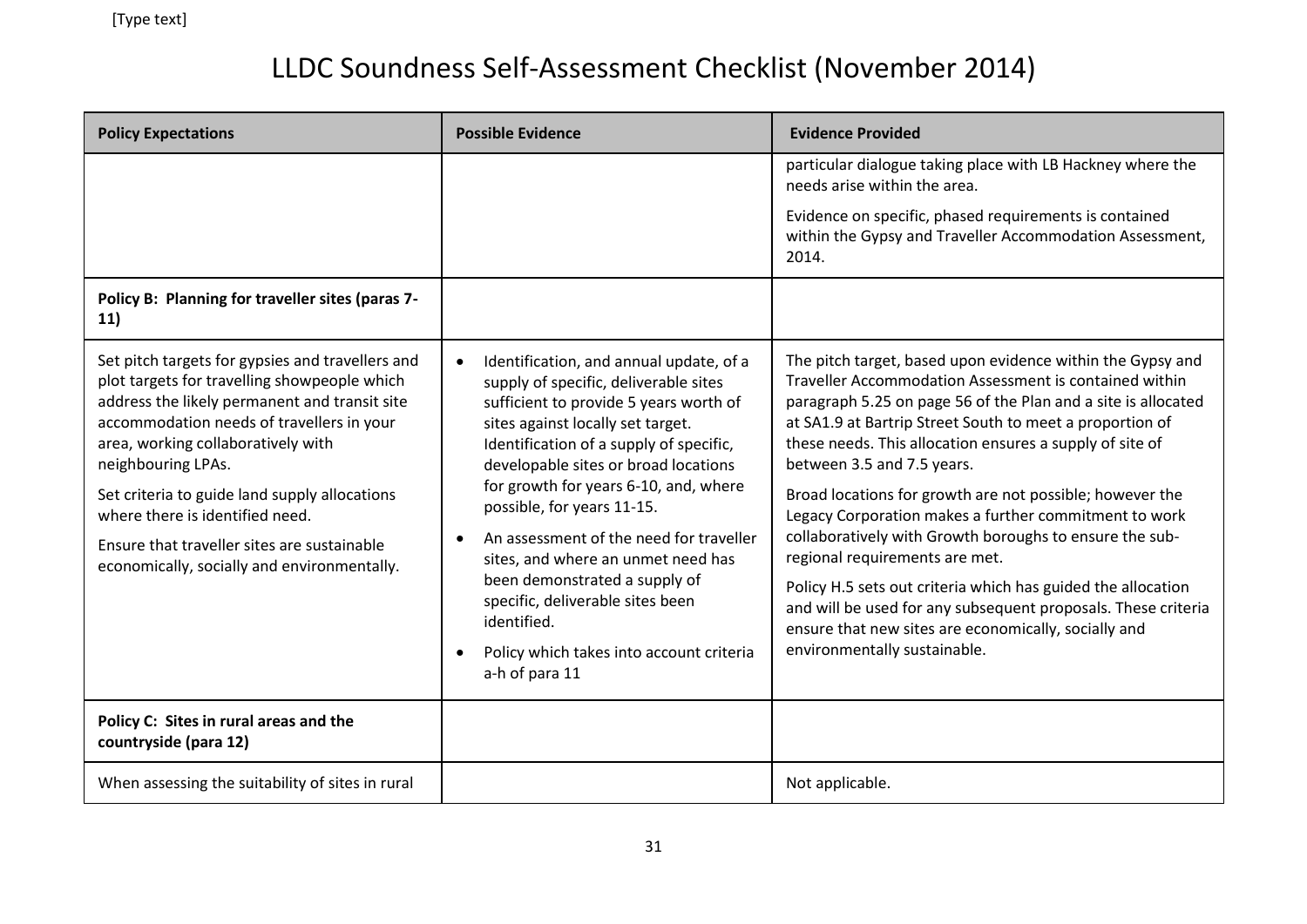# LLDC Soundness Self-Assessment Checklist (November 2014)

| Policy Expectations | Possible Evidence | Evidence Provided |
|---|---|---|
| | | particular dialogue taking place with LB Hackney where the needs arise within the area.<br><br>Evidence on specific, phased requirements is contained within the Gypsy and Traveller Accommodation Assessment, 2014. |
| **Policy B: Planning for traveller sites (paras 7-11)** | | |
| Set pitch targets for gypsies and travellers and plot targets for travelling showpeople which address the likely permanent and transit site accommodation needs of travellers in your area, working collaboratively with neighbouring LPAs.<br><br>Set criteria to guide land supply allocations where there is identified need.<br><br>Ensure that traveller sites are sustainable economically, socially and environmentally. | • Identification, and annual update, of a supply of specific, deliverable sites sufficient to provide 5 years worth of sites against locally set target. Identification of a supply of specific, developable sites or broad locations for growth for years 6-10, and, where possible, for years 11-15.<br>• An assessment of the need for traveller sites, and where an unmet need has been demonstrated a supply of specific, deliverable sites been identified.<br>• Policy which takes into account criteria a-h of para 11 | The pitch target, based upon evidence within the Gypsy and Traveller Accommodation Assessment is contained within paragraph 5.25 on page 56 of the Plan and a site is allocated at SA1.9 at Bartrip Street South to meet a proportion of these needs. This allocation ensures a supply of site of between 3.5 and 7.5 years.<br><br>Broad locations for growth are not possible; however the Legacy Corporation makes a further commitment to work collaboratively with Growth boroughs to ensure the sub-regional requirements are met.<br><br>Policy H.5 sets out criteria which has guided the allocation and will be used for any subsequent proposals. These criteria ensure that new sites are economically, socially and environmentally sustainable. |
| **Policy C: Sites in rural areas and the countryside (para 12)** | | |
| When assessing the suitability of sites in rural | | Not applicable. |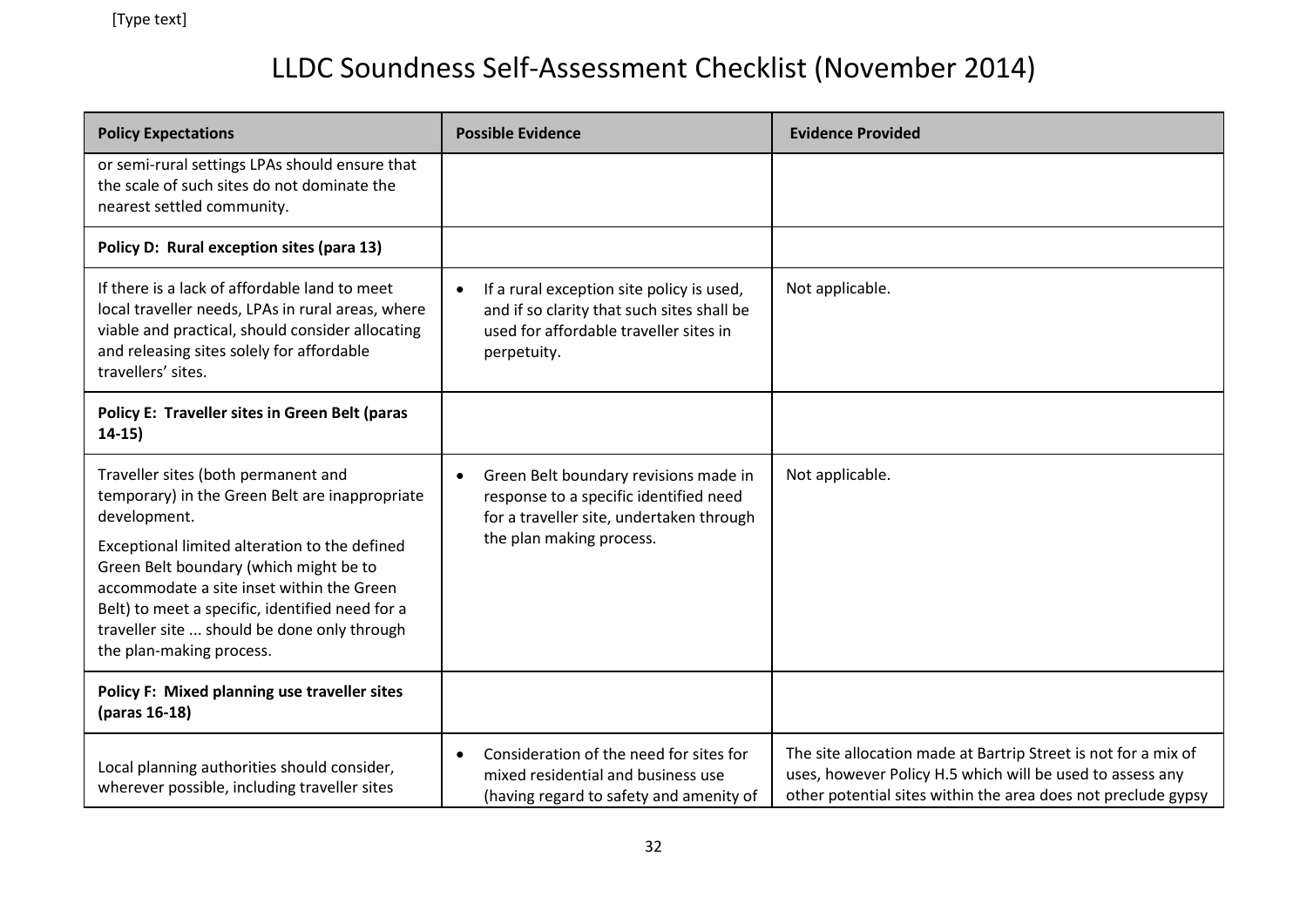# LLDC Soundness Self-Assessment Checklist (November 2014)

| Policy Expectations | Possible Evidence | Evidence Provided |
|---|---|---|
| or semi-rural settings LPAs should ensure that the scale of such sites do not dominate the nearest settled community. | | |
| **Policy D: Rural exception sites (para 13)** | | |
| If there is a lack of affordable land to meet local traveller needs, LPAs in rural areas, where viable and practical, should consider allocating and releasing sites solely for affordable travellers' sites. | • If a rural exception site policy is used, and if so clarity that such sites shall be used for affordable traveller sites in perpetuity. | Not applicable. |
| **Policy E: Traveller sites in Green Belt (paras 14-15)** | | |
| Traveller sites (both permanent and temporary) in the Green Belt are inappropriate development. Exceptional limited alteration to the defined Green Belt boundary (which might be to accommodate a site inset within the Green Belt) to meet a specific, identified need for a traveller site ... should be done only through the plan-making process. | • Green Belt boundary revisions made in response to a specific identified need for a traveller site, undertaken through the plan making process. | Not applicable. |
| **Policy F: Mixed planning use traveller sites (paras 16-18)** | | |
| Local planning authorities should consider, wherever possible, including traveller sites | • Consideration of the need for sites for mixed residential and business use (having regard to safety and amenity of | The site allocation made at Bartrip Street is not for a mix of uses, however Policy H.5 which will be used to assess any other potential sites within the area does not preclude gypsy |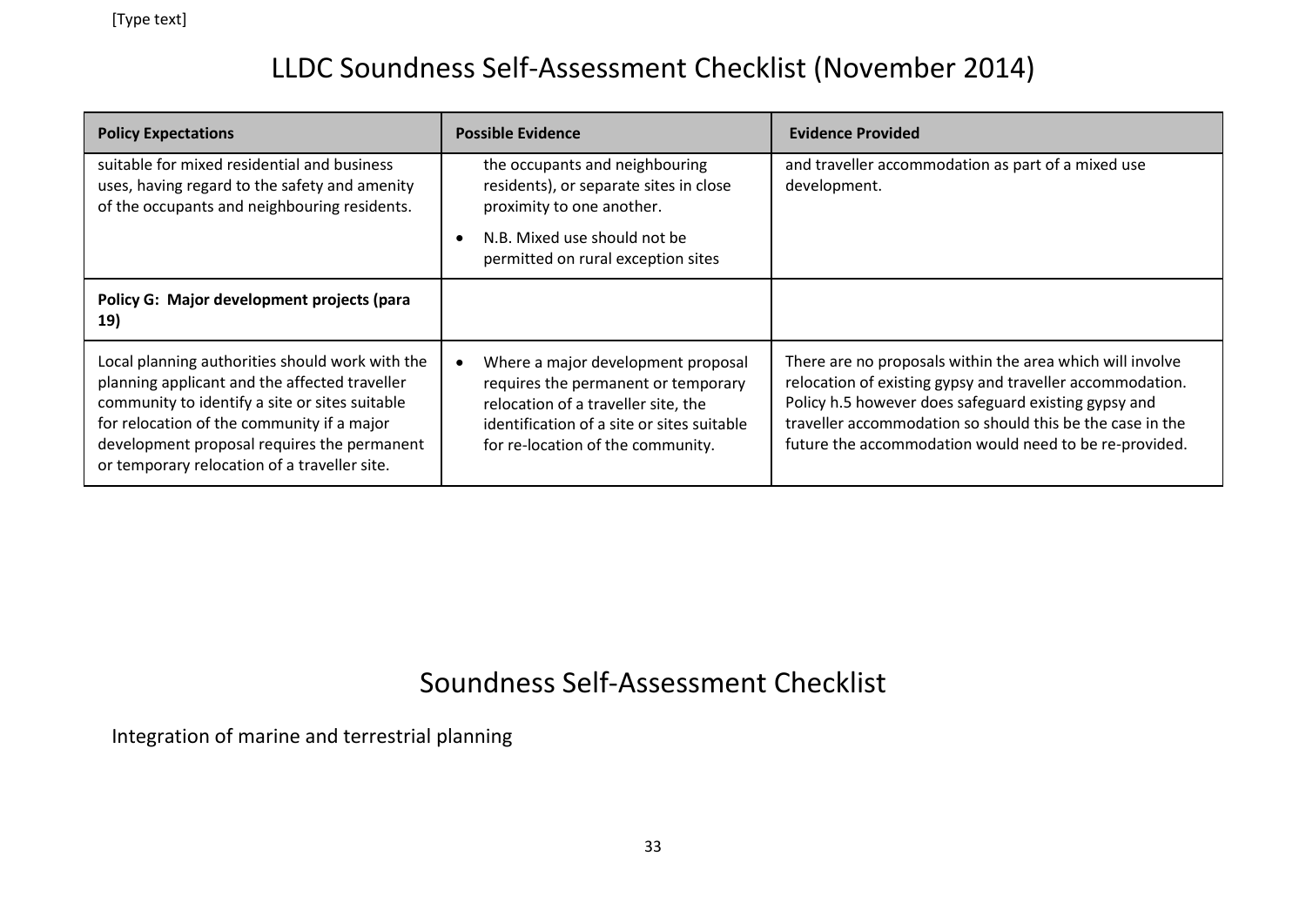# LLDC Soundness Self-Assessment Checklist (November 2014)

| Policy Expectations | Possible Evidence | Evidence Provided |
| --- | --- | --- |
| suitable for mixed residential and business uses, having regard to the safety and amenity of the occupants and neighbouring residents. | the occupants and neighbouring residents), or separate sites in close proximity to one another.<br>• N.B. Mixed use should not be permitted on rural exception sites | and traveller accommodation as part of a mixed use development. |
| **Policy G: Major development projects (para 19)** | | |
| Local planning authorities should work with the planning applicant and the affected traveller community to identify a site or sites suitable for relocation of the community if a major development proposal requires the permanent or temporary relocation of a traveller site. | • Where a major development proposal requires the permanent or temporary relocation of a traveller site, the identification of a site or sites suitable for re-location of the community. | There are no proposals within the area which will involve relocation of existing gypsy and traveller accommodation. Policy h.5 however does safeguard existing gypsy and traveller accommodation so should this be the case in the future the accommodation would need to be re-provided. |

# Soundness Self-Assessment Checklist

Integration of marine and terrestrial planning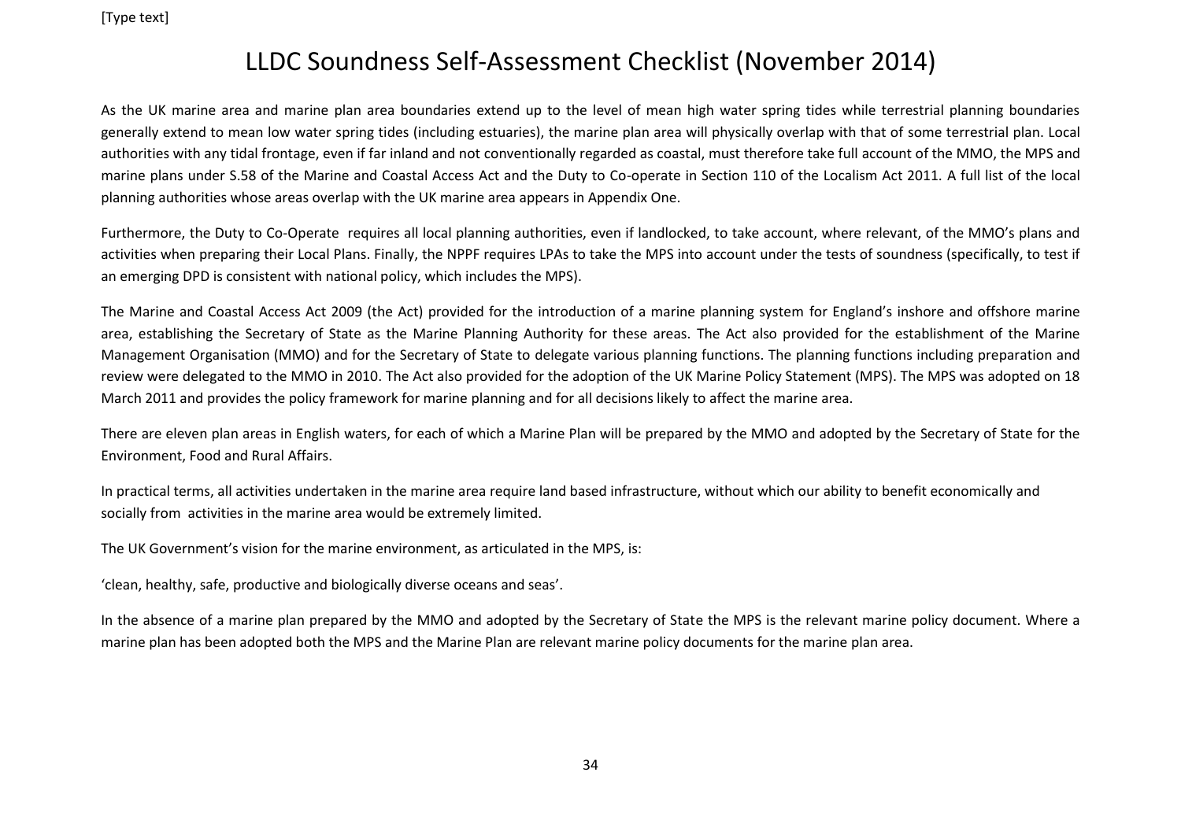# LLDC Soundness Self-Assessment Checklist (November 2014)

As the UK marine area and marine plan area boundaries extend up to the level of mean high water spring tides while terrestrial planning boundaries generally extend to mean low water spring tides (including estuaries), the marine plan area will physically overlap with that of some terrestrial plan. Local authorities with any tidal frontage, even if far inland and not conventionally regarded as coastal, must therefore take full account of the MMO, the MPS and marine plans under S.58 of the Marine and Coastal Access Act and the Duty to Co-operate in Section 110 of the Localism Act 2011. A full list of the local planning authorities whose areas overlap with the UK marine area appears in Appendix One.

Furthermore, the Duty to Co-Operate requires all local planning authorities, even if landlocked, to take account, where relevant, of the MMO's plans and activities when preparing their Local Plans. Finally, the NPPF requires LPAs to take the MPS into account under the tests of soundness (specifically, to test if an emerging DPD is consistent with national policy, which includes the MPS).

The Marine and Coastal Access Act 2009 (the Act) provided for the introduction of a marine planning system for England's inshore and offshore marine area, establishing the Secretary of State as the Marine Planning Authority for these areas. The Act also provided for the establishment of the Marine Management Organisation (MMO) and for the Secretary of State to delegate various planning functions. The planning functions including preparation and review were delegated to the MMO in 2010. The Act also provided for the adoption of the UK Marine Policy Statement (MPS). The MPS was adopted on 18 March 2011 and provides the policy framework for marine planning and for all decisions likely to affect the marine area.

There are eleven plan areas in English waters, for each of which a Marine Plan will be prepared by the MMO and adopted by the Secretary of State for the Environment, Food and Rural Affairs.

In practical terms, all activities undertaken in the marine area require land based infrastructure, without which our ability to benefit economically and socially from activities in the marine area would be extremely limited.

The UK Government's vision for the marine environment, as articulated in the MPS, is:

'clean, healthy, safe, productive and biologically diverse oceans and seas'.

In the absence of a marine plan prepared by the MMO and adopted by the Secretary of State the MPS is the relevant marine policy document. Where a marine plan has been adopted both the MPS and the Marine Plan are relevant marine policy documents for the marine plan area.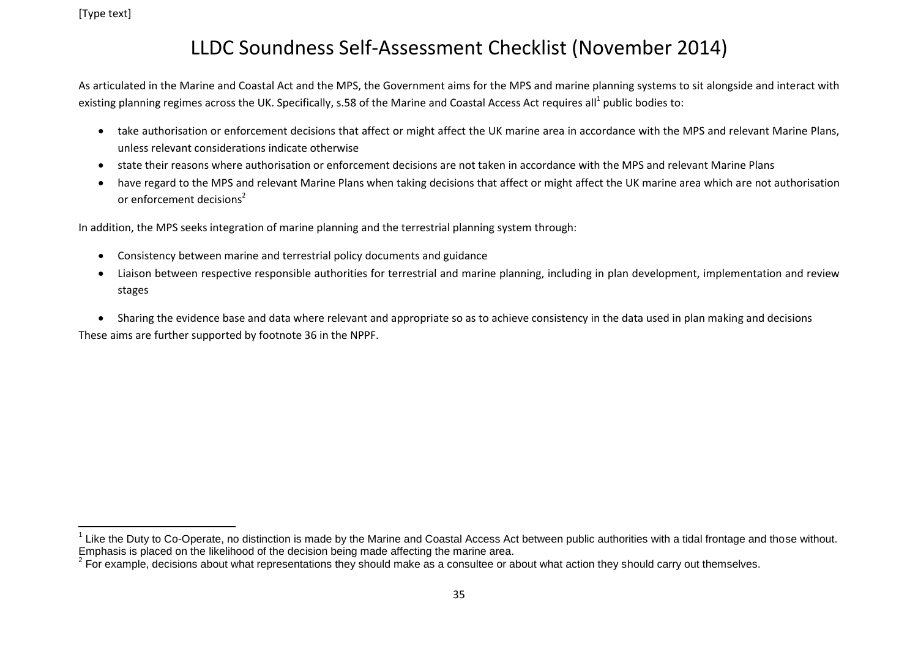# LLDC Soundness Self-Assessment Checklist (November 2014)

As articulated in the Marine and Coastal Act and the MPS, the Government aims for the MPS and marine planning systems to sit alongside and interact with existing planning regimes across the UK. Specifically, s.58 of the Marine and Coastal Access Act requires all[1] public bodies to:

- take authorisation or enforcement decisions that affect or might affect the UK marine area in accordance with the MPS and relevant Marine Plans, unless relevant considerations indicate otherwise
- state their reasons where authorisation or enforcement decisions are not taken in accordance with the MPS and relevant Marine Plans
- have regard to the MPS and relevant Marine Plans when taking decisions that affect or might affect the UK marine area which are not authorisation or enforcement decisions[2]

In addition, the MPS seeks integration of marine planning and the terrestrial planning system through:

- Consistency between marine and terrestrial policy documents and guidance
- Liaison between respective responsible authorities for terrestrial and marine planning, including in plan development, implementation and review stages
- Sharing the evidence base and data where relevant and appropriate so as to achieve consistency in the data used in plan making and decisions

These aims are further supported by footnote 36 in the NPPF.

[1] Like the Duty to Co-Operate, no distinction is made by the Marine and Coastal Access Act between public authorities with a tidal frontage and those without. Emphasis is placed on the likelihood of the decision being made affecting the marine area.

[2] For example, decisions about what representations they should make as a consultee or about what action they should carry out themselves.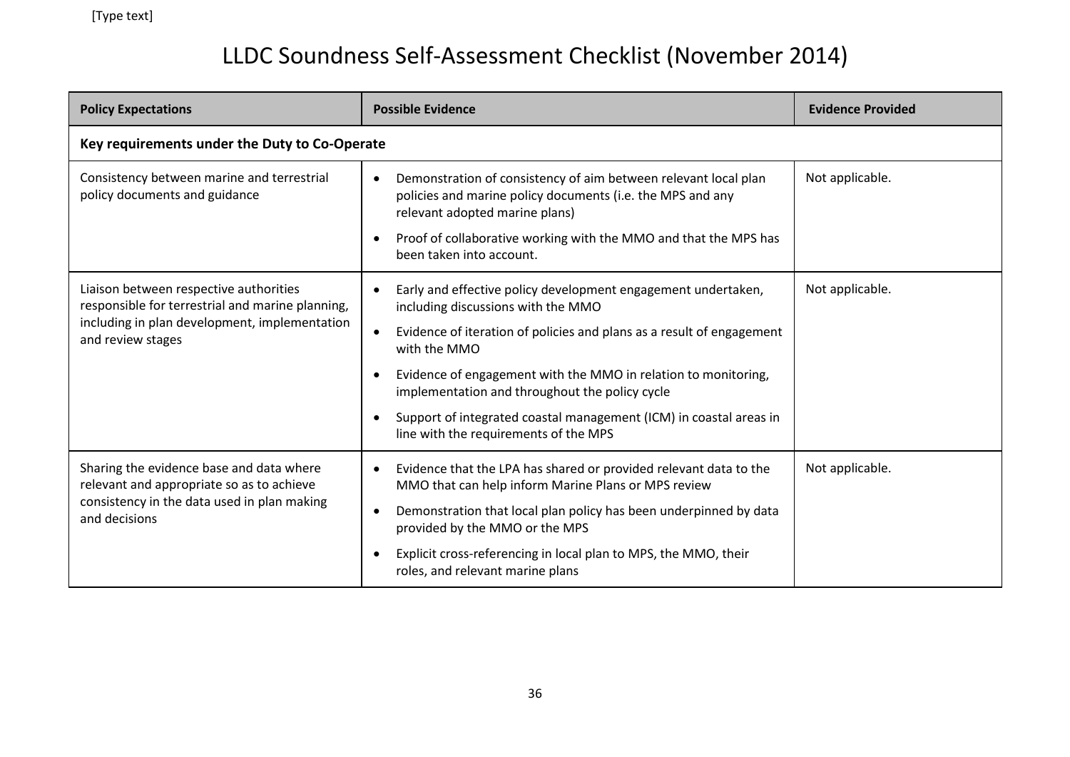# LLDC Soundness Self-Assessment Checklist (November 2014)

| Policy Expectations | Possible Evidence | Evidence Provided |
|---|---|---|
| **Key requirements under the Duty to Co-Operate** | | |
| Consistency between marine and terrestrial policy documents and guidance | • Demonstration of consistency of aim between relevant local plan policies and marine policy documents (i.e. the MPS and any relevant adopted marine plans)<br>• Proof of collaborative working with the MMO and that the MPS has been taken into account. | Not applicable. |
| Liaison between respective authorities responsible for terrestrial and marine planning, including in plan development, implementation and review stages | • Early and effective policy development engagement undertaken, including discussions with the MMO<br>• Evidence of iteration of policies and plans as a result of engagement with the MMO<br>• Evidence of engagement with the MMO in relation to monitoring, implementation and throughout the policy cycle<br>• Support of integrated coastal management (ICM) in coastal areas in line with the requirements of the MPS | Not applicable. |
| Sharing the evidence base and data where relevant and appropriate so as to achieve consistency in the data used in plan making and decisions | • Evidence that the LPA has shared or provided relevant data to the MMO that can help inform Marine Plans or MPS review<br>• Demonstration that local plan policy has been underpinned by data provided by the MMO or the MPS<br>• Explicit cross-referencing in local plan to MPS, the MMO, their roles, and relevant marine plans | Not applicable. |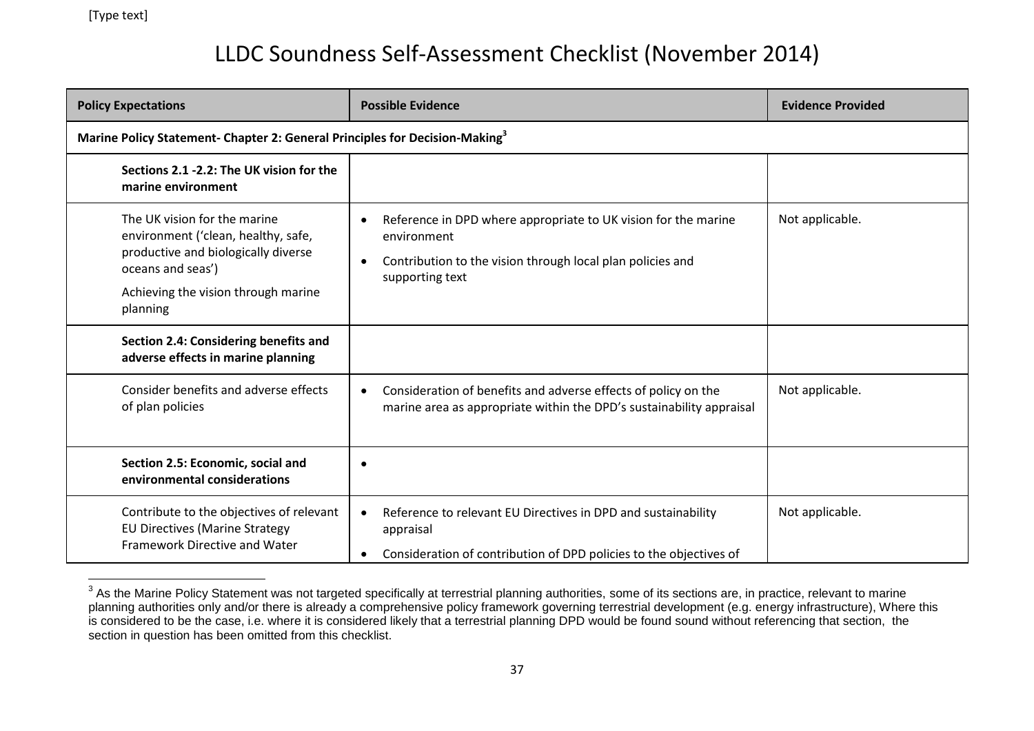# LLDC Soundness Self-Assessment Checklist (November 2014)

| Policy Expectations | Possible Evidence | Evidence Provided |
|---|---|---|
| **Marine Policy Statement- Chapter 2: General Principles for Decision-Making[3]** | | |
| **Sections 2.1 -2.2: The UK vision for the marine environment** | | |
| The UK vision for the marine environment ('clean, healthy, safe, productive and biologically diverse oceans and seas') <br><br> Achieving the vision through marine planning | • Reference in DPD where appropriate to UK vision for the marine environment <br> • Contribution to the vision through local plan policies and supporting text | Not applicable. |
| **Section 2.4: Considering benefits and adverse effects in marine planning** | | |
| Consider benefits and adverse effects of plan policies | • Consideration of benefits and adverse effects of policy on the marine area as appropriate within the DPD's sustainability appraisal | Not applicable. |
| **Section 2.5: Economic, social and environmental considerations** | • | |
| Contribute to the objectives of relevant EU Directives (Marine Strategy Framework Directive and Water | • Reference to relevant EU Directives in DPD and sustainability appraisal <br> • Consideration of contribution of DPD policies to the objectives of | Not applicable. |

[3] As the Marine Policy Statement was not targeted specifically at terrestrial planning authorities, some of its sections are, in practice, relevant to marine planning authorities only and/or there is already a comprehensive policy framework governing terrestrial development (e.g. energy infrastructure), Where this is considered to be the case, i.e. where it is considered likely that a terrestrial planning DPD would be found sound without referencing that section, the section in question has been omitted from this checklist.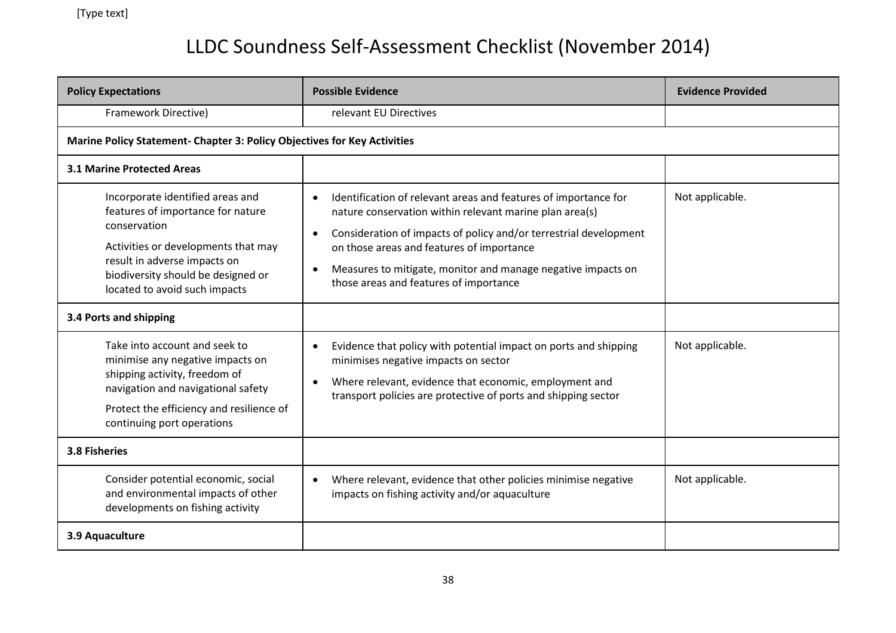# LLDC Soundness Self-Assessment Checklist (November 2014)

| Policy Expectations | Possible Evidence | Evidence Provided |
|---|---|---|
| Framework Directive) | relevant EU Directives | |
| **Marine Policy Statement- Chapter 3: Policy Objectives for Key Activities** | | |
| **3.1 Marine Protected Areas** | | |
| Incorporate identified areas and features of importance for nature conservation<br><br>Activities or developments that may result in adverse impacts on biodiversity should be designed or located to avoid such impacts | • Identification of relevant areas and features of importance for nature conservation within relevant marine plan area(s)<br>• Consideration of impacts of policy and/or terrestrial development on those areas and features of importance<br>• Measures to mitigate, monitor and manage negative impacts on those areas and features of importance | Not applicable. |
| **3.4 Ports and shipping** | | |
| Take into account and seek to minimise any negative impacts on shipping activity, freedom of navigation and navigational safety<br><br>Protect the efficiency and resilience of continuing port operations | • Evidence that policy with potential impact on ports and shipping minimises negative impacts on sector<br>• Where relevant, evidence that economic, employment and transport policies are protective of ports and shipping sector | Not applicable. |
| **3.8 Fisheries** | | |
| Consider potential economic, social and environmental impacts of other developments on fishing activity | • Where relevant, evidence that other policies minimise negative impacts on fishing activity and/or aquaculture | Not applicable. |
| **3.9 Aquaculture** | | |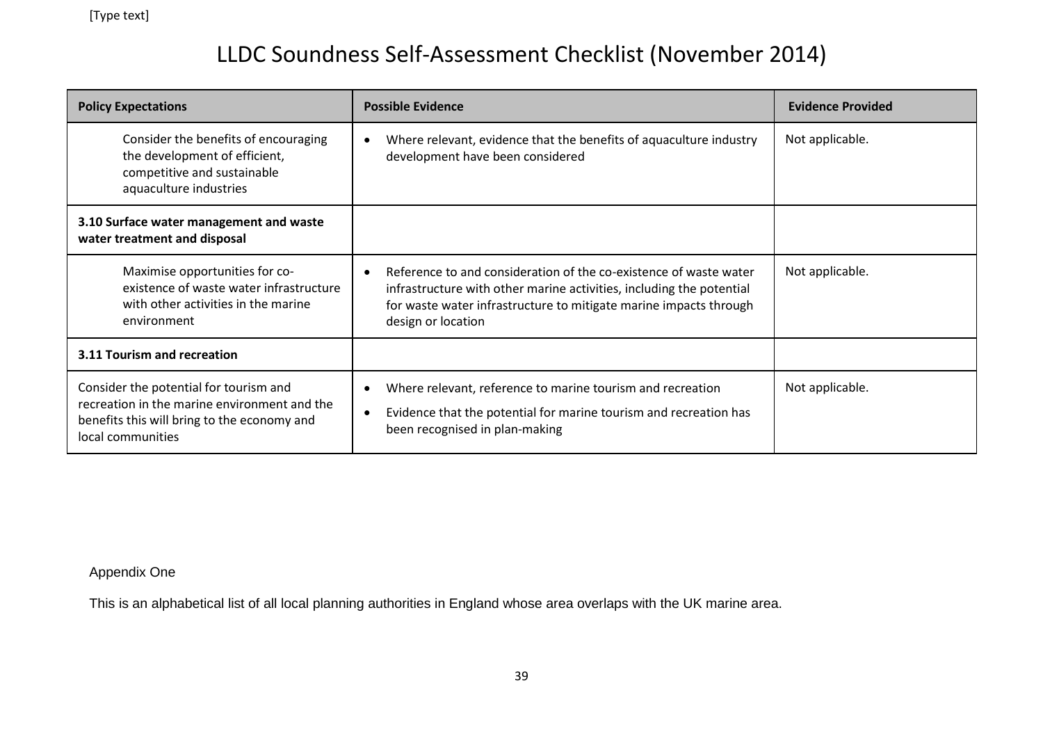# LLDC Soundness Self-Assessment Checklist (November 2014)

| Policy Expectations | Possible Evidence | Evidence Provided |
|---|---|---|
| Consider the benefits of encouraging the development of efficient, competitive and sustainable aquaculture industries | • Where relevant, evidence that the benefits of aquaculture industry development have been considered | Not applicable. |
| **3.10 Surface water management and waste water treatment and disposal** | | |
| Maximise opportunities for co-existence of waste water infrastructure with other activities in the marine environment | • Reference to and consideration of the co-existence of waste water infrastructure with other marine activities, including the potential for waste water infrastructure to mitigate marine impacts through design or location | Not applicable. |
| **3.11 Tourism and recreation** | | |
| Consider the potential for tourism and recreation in the marine environment and the benefits this will bring to the economy and local communities | • Where relevant, reference to marine tourism and recreation<br>• Evidence that the potential for marine tourism and recreation has been recognised in plan-making | Not applicable. |

Appendix One

This is an alphabetical list of all local planning authorities in England whose area overlaps with the UK marine area.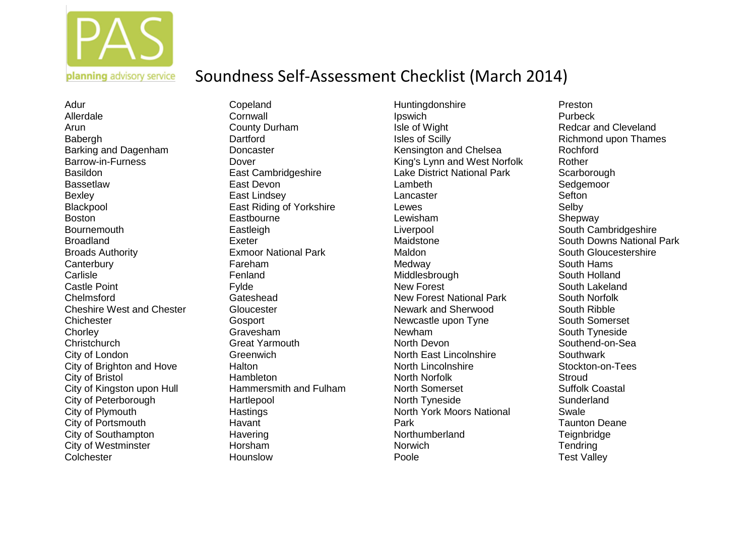# Soundness Self-Assessment Checklist (March 2014)

Adur
Allerdale
Arun
Babergh
Barking and Dagenham
Barrow-in-Furness
Basildon
Bassetlaw
Bexley
Blackpool
Boston
Bournemouth
Broadland
Broads Authority
Canterbury
Carlisle
Castle Point
Chelmsford
Cheshire West and Chester
Chichester
Chorley
Christchurch
City of London
City of Brighton and Hove
City of Bristol
City of Kingston upon Hull
City of Peterborough
City of Plymouth
City of Portsmouth
City of Southampton
City of Westminster
Colchester

Copeland
Cornwall
County Durham
Dartford
Doncaster
Dover
East Cambridgeshire
East Devon
East Lindsey
East Riding of Yorkshire
Eastbourne
Eastleigh
Exeter
Exmoor National Park
Fareham
Fenland
Fylde
Gateshead
Gloucester
Gosport
Gravesham
Great Yarmouth
Greenwich
Halton
Hambleton
Hammersmith and Fulham
Hartlepool
Hastings
Havant
Havering
Horsham
Hounslow

Huntingdonshire
Ipswich
Isle of Wight
Isles of Scilly
Kensington and Chelsea
King's Lynn and West Norfolk
Lake District National Park
Lambeth
Lancaster
Lewes
Lewisham
Liverpool
Maidstone
Maldon
Medway
Middlesbrough
New Forest
New Forest National Park
Newark and Sherwood
Newcastle upon Tyne
Newham
North Devon
North East Lincolnshire
North Lincolnshire
North Norfolk
North Somerset
North Tyneside
North York Moors National Park
Northumberland
Norwich
Poole

Preston
Purbeck
Redcar and Cleveland
Richmond upon Thames
Rochford
Rother
Scarborough
Sedgemoor
Sefton
Selby
Shepway
South Cambridgeshire
South Downs National Park
South Gloucestershire
South Hams
South Holland
South Lakeland
South Norfolk
South Ribble
South Somerset
South Tyneside
Southend-on-Sea
Southwark
Stockton-on-Tees
Stroud
Suffolk Coastal
Sunderland
Swale
Taunton Deane
Teignbridge
Tendring
Test Valley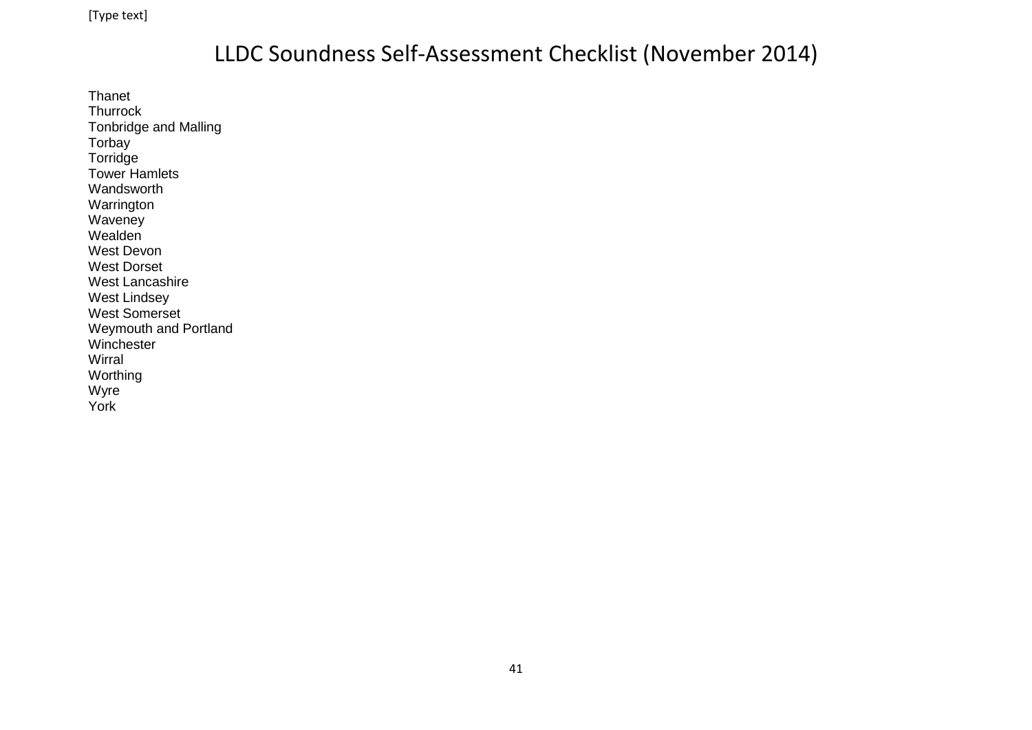Thanet
Thurrock
Tonbridge and Malling
Torbay
Torridge
Tower Hamlets
Wandsworth
Warrington
Waveney
Wealden
West Devon
West Dorset
West Lancashire
West Lindsey
West Somerset
Weymouth and Portland
Winchester
Wirral
Worthing
Wyre
York